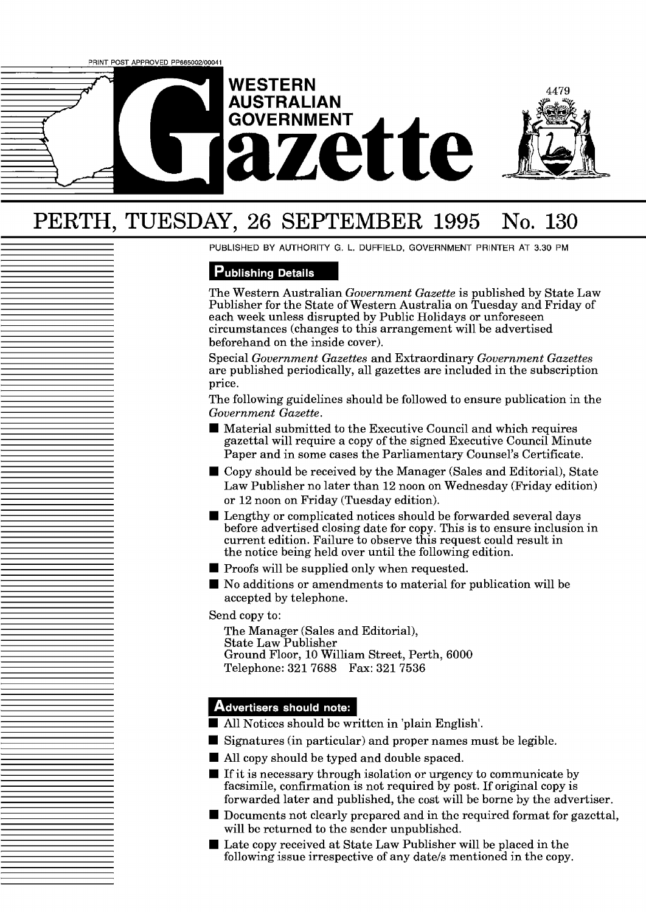PRINT POST APPROVED PP665002/00041

# WESTERN AUSTRALIAN GOVERNMENT Gazette

# PERTH, TUESDAY, 26 SEPTEMBER 1995 No. 130

PUBLISHED BY AUTHORITY G. L. DUFFIELD, GOVERNMENT PRINTER AT 3.30 PM

## Publishing Details

The Western Australian *Government Gazette* is published by State Law Publisher for the State of Western Australia on Tuesday and Friday of each week unless disrupted by Public Holidays or unforeseen circumstances (changes to this arrangement will be advertised beforehand on the inside cover).

Special *Government Gazettes* and Extraordinary *Government Gazettes* are published periodically, all gazettes are included in the subscription price.

The following guidelines should be followed to ensure publication in the *Government Gazette*.

- Material submitted to the Executive Council and which requires gazettal will require a copy of the signed Executive Council Minute Paper and in some cases the Parliamentary Counsel's Certificate.
- Copy should be received by the Manager (Sales and Editorial), State Law Publisher no later than 12 noon on Wednesday (Friday edition) or 12 noon on Friday (Tuesday edition).
- Lengthy or complicated notices should be forwarded several days before advertised closing date for copy. This is to ensure inclusion in current edition. Failure to observe this request could result in the notice being held over until the following edition.
- Proofs will be supplied only when requested.
- No additions or amendments to material for publication will be accepted by telephone.

Send copy to:

The Manager (Sales and Editorial),
State Law Publisher
Ground Floor, 10 William Street, Perth, 6000
Telephone: 321 7688 Fax: 321 7536

## Advertisers should note:

- All Notices should be written in 'plain English'.
- Signatures (in particular) and proper names must be legible.
- All copy should be typed and double spaced.
- If it is necessary through isolation or urgency to communicate by facsimile, confirmation is not required by post. If original copy is forwarded later and published, the cost will be borne by the advertiser.
- Documents not clearly prepared and in the required format for gazettal, will be returned to the sender unpublished.
- Late copy received at State Law Publisher will be placed in the following issue irrespective of any date/s mentioned in the copy.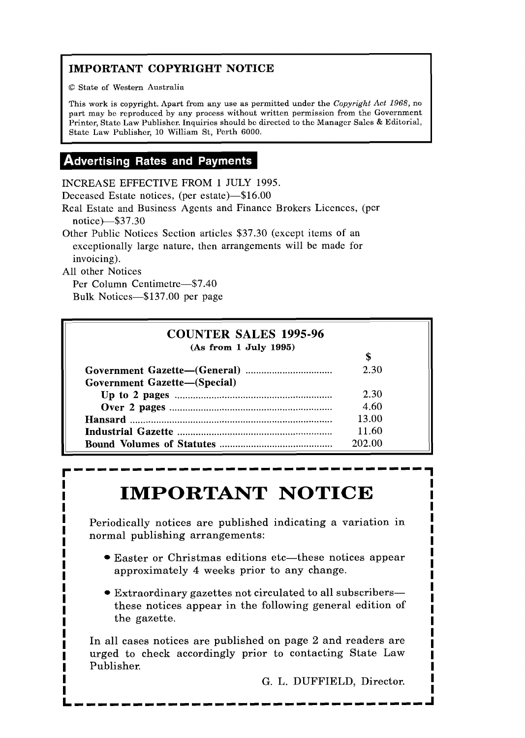## IMPORTANT COPYRIGHT NOTICE

© State of Western Australia

This work is copyright. Apart from any use as permitted under the *Copyright Act 1968*, no part may be reproduced by any process without written permission from the Government Printer, State Law Publisher. Inquiries should be directed to the Manager Sales & Editorial, State Law Publisher, 10 William St, Perth 6000.

## Advertising Rates and Payments

INCREASE EFFECTIVE FROM 1 JULY 1995.

Deceased Estate notices, (per estate)—$16.00

Real Estate and Business Agents and Finance Brokers Licences, (per notice)—$37.30

Other Public Notices Section articles $37.30 (except items of an exceptionally large nature, then arrangements will be made for invoicing).

All other Notices

Per Column Centimetre—$7.40

Bulk Notices—$137.00 per page

## COUNTER SALES 1995-96

**(As from 1 July 1995)**

| | $ |
|---|---|
| **Government Gazette—(General)** | 2.30 |
| **Government Gazette—(Special)** | |
| **Up to 2 pages** | 2.30 |
| **Over 2 pages** | 4.60 |
| **Hansard** | 13.00 |
| **Industrial Gazette** | 11.60 |
| **Bound Volumes of Statutes** | 202.00 |

# IMPORTANT NOTICE

Periodically notices are published indicating a variation in normal publishing arrangements:

- Easter or Christmas editions etc—these notices appear approximately 4 weeks prior to any change.
- Extraordinary gazettes not circulated to all subscribers—these notices appear in the following general edition of the gazette.

In all cases notices are published on page 2 and readers are urged to check accordingly prior to contacting State Law Publisher.

G. L. DUFFIELD, Director.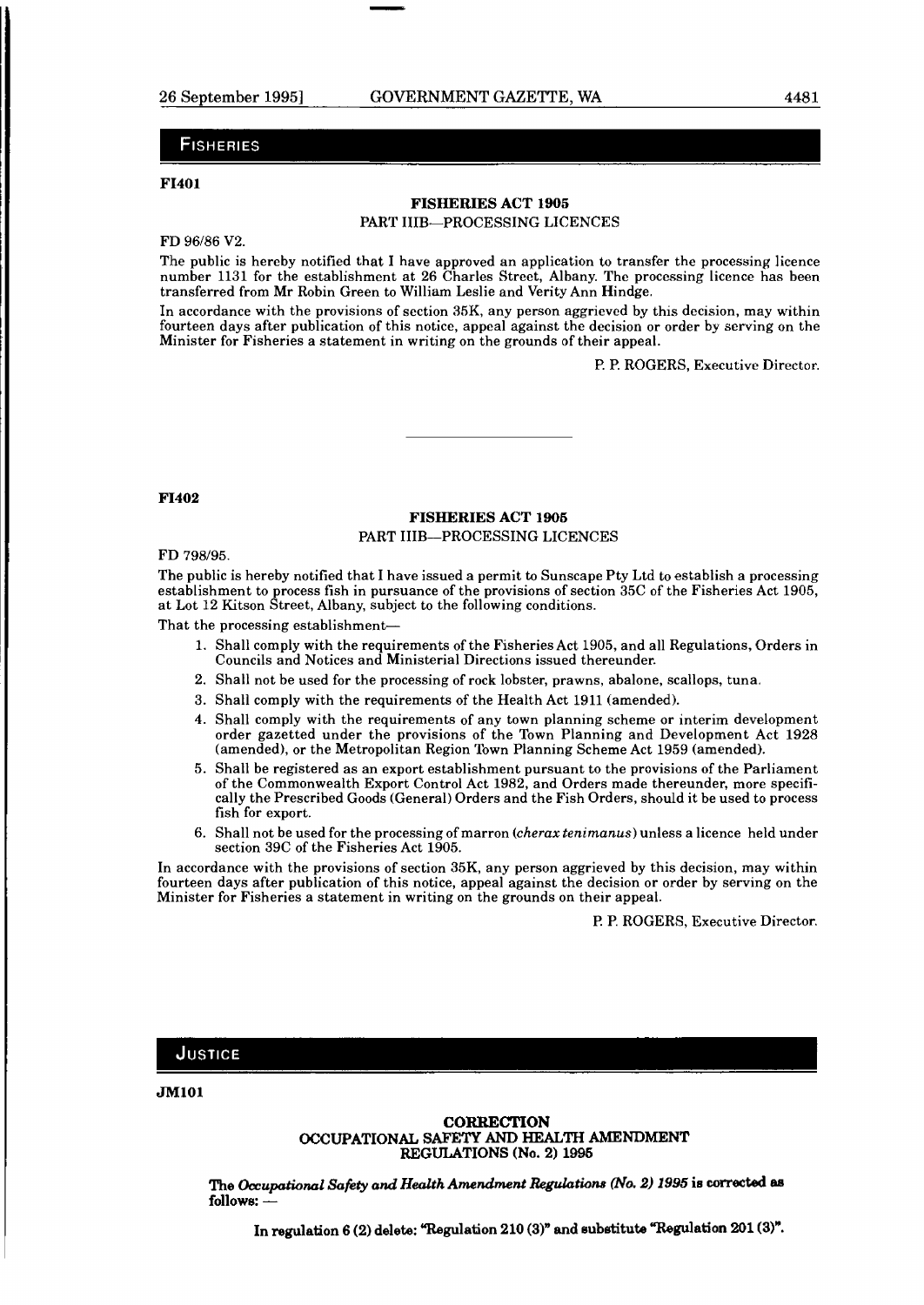## FISHERIES

**FI401**

### FISHERIES ACT 1905

PART IIIB—PROCESSING LICENCES

FD 96/86 V2.

The public is hereby notified that I have approved an application to transfer the processing licence number 1131 for the establishment at 26 Charles Street, Albany. The processing licence has been transferred from Mr Robin Green to William Leslie and Verity Ann Hindge.

In accordance with the provisions of section 35K, any person aggrieved by this decision, may within fourteen days after publication of this notice, appeal against the decision or order by serving on the Minister for Fisheries a statement in writing on the grounds of their appeal.

P. P. ROGERS, Executive Director.

---

**FI402**

### FISHERIES ACT 1905

PART IIIB—PROCESSING LICENCES

FD 798/95.

The public is hereby notified that I have issued a permit to Sunscape Pty Ltd to establish a processing establishment to process fish in pursuance of the provisions of section 35C of the Fisheries Act 1905, at Lot 12 Kitson Street, Albany, subject to the following conditions.

That the processing establishment—

1. Shall comply with the requirements of the Fisheries Act 1905, and all Regulations, Orders in Councils and Notices and Ministerial Directions issued thereunder.
2. Shall not be used for the processing of rock lobster, prawns, abalone, scallops, tuna.
3. Shall comply with the requirements of the Health Act 1911 (amended).
4. Shall comply with the requirements of any town planning scheme or interim development order gazetted under the provisions of the Town Planning and Development Act 1928 (amended), or the Metropolitan Region Town Planning Scheme Act 1959 (amended).
5. Shall be registered as an export establishment pursuant to the provisions of the Parliament of the Commonwealth Export Control Act 1982, and Orders made thereunder, more specifically the Prescribed Goods (General) Orders and the Fish Orders, should it be used to process fish for export.
6. Shall not be used for the processing of marron (*cherax tenimanus*) unless a licence held under section 39C of the Fisheries Act 1905.

In accordance with the provisions of section 35K, any person aggrieved by this decision, may within fourteen days after publication of this notice, appeal against the decision or order by serving on the Minister for Fisheries a statement in writing on the grounds on their appeal.

P. P. ROGERS, Executive Director.

## JUSTICE

**JM101**

### CORRECTION
### OCCUPATIONAL SAFETY AND HEALTH AMENDMENT REGULATIONS (No. 2) 1995

**The *Occupational Safety and Health Amendment Regulations (No. 2) 1995* is corrected as follows: —**

**In regulation 6 (2) delete: "Regulation 210 (3)" and substitute "Regulation 201 (3)".**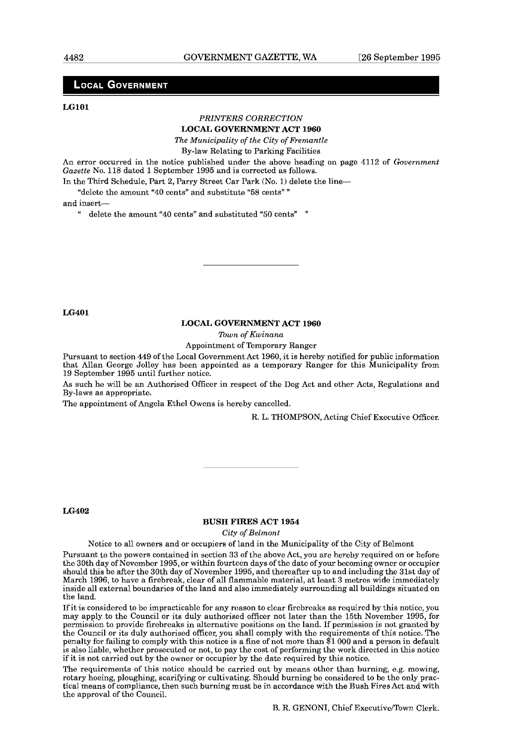## LOCAL GOVERNMENT

**LG101**

*PRINTERS CORRECTION*

**LOCAL GOVERNMENT ACT 1960**

*The Municipality of the City of Fremantle*

By-law Relating to Parking Facilities

An error occurred in the notice published under the above heading on page 4112 of *Government Gazette* No. 118 dated 1 September 1995 and is corrected as follows.

In the Third Schedule, Part 2, Parry Street Car Park (No. 1) delete the line—

"delete the amount "40 cents" and substitute "58 cents" "

and insert—

" delete the amount "40 cents" and substituted "50 cents" "

---

**LG401**

**LOCAL GOVERNMENT ACT 1960**

*Town of Kwinana*

Appointment of Temporary Ranger

Pursuant to section 449 of the Local Government Act 1960, it is hereby notified for public information that Allan George Jolley has been appointed as a temporary Ranger for this Municipality from 19 September 1995 until further notice.

As such he will be an Authorised Officer in respect of the Dog Act and other Acts, Regulations and By-laws as appropriate.

The appointment of Angela Ethel Owens is hereby cancelled.

R. L. THOMPSON, Acting Chief Executive Officer.

---

**LG402**

**BUSH FIRES ACT 1954**

*City of Belmont*

Notice to all owners and or occupiers of land in the Municipality of the City of Belmont

Pursuant to the powers contained in section 33 of the above Act, you are hereby required on or before the 30th day of November 1995, or within fourteen days of the date of your becoming owner or occupier should this be after the 30th day of November 1995, and thereafter up to and including the 31st day of March 1996, to have a firebreak, clear of all flammable material, at least 3 metres wide immediately inside all external boundaries of the land and also immediately surrounding all buildings situated on the land.

If it is considered to be impracticable for any reason to clear firebreaks as required by this notice, you may apply to the Council or its duly authorised officer not later than the 15th November 1995, for permission to provide firebreaks in alternative positions on the land. If permission is not granted by the Council or its duly authorised officer, you shall comply with the requirements of this notice. The penalty for failing to comply with this notice is a fine of not more than $1 000 and a person in default is also liable, whether prosecuted or not, to pay the cost of performing the work directed in this notice if it is not carried out by the owner or occupier by the date required by this notice.

The requirements of this notice should be carried out by means other than burning, e.g. mowing, rotary hoeing, ploughing, scarifying or cultivating. Should burning be considered to be the only practical means of compliance, then such burning must be in accordance with the Bush Fires Act and with the approval of the Council.

B. R. GENONI, Chief Executive/Town Clerk.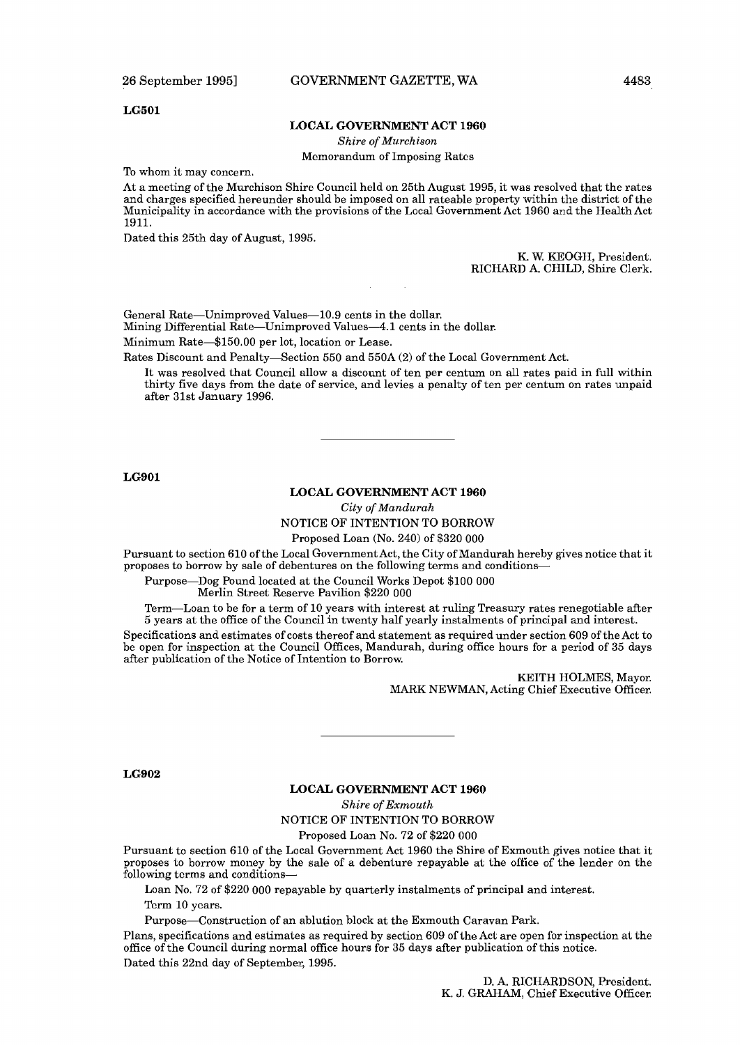**LG501**

## LOCAL GOVERNMENT ACT 1960

*Shire of Murchison*

Memorandum of Imposing Rates

To whom it may concern.

At a meeting of the Murchison Shire Council held on 25th August 1995, it was resolved that the rates and charges specified hereunder should be imposed on all rateable property within the district of the Municipality in accordance with the provisions of the Local Government Act 1960 and the Health Act 1911.

Dated this 25th day of August, 1995.

K. W. KEOGH, President.
RICHARD A. CHILD, Shire Clerk.

General Rate—Unimproved Values—10.9 cents in the dollar.

Mining Differential Rate—Unimproved Values—4.1 cents in the dollar.

Minimum Rate—$150.00 per lot, location or Lease.

Rates Discount and Penalty—Section 550 and 550A (2) of the Local Government Act.

It was resolved that Council allow a discount of ten per centum on all rates paid in full within thirty five days from the date of service, and levies a penalty of ten per centum on rates unpaid after 31st January 1996.

---

**LG901**

## LOCAL GOVERNMENT ACT 1960

*City of Mandurah*

NOTICE OF INTENTION TO BORROW

Proposed Loan (No. 240) of $320 000

Pursuant to section 610 of the Local Government Act, the City of Mandurah hereby gives notice that it proposes to borrow by sale of debentures on the following terms and conditions—

Purpose—Dog Pound located at the Council Works Depot $100 000
Merlin Street Reserve Pavilion $220 000

Term—Loan to be for a term of 10 years with interest at ruling Treasury rates renegotiable after 5 years at the office of the Council in twenty half yearly instalments of principal and interest.

Specifications and estimates of costs thereof and statement as required under section 609 of the Act to be open for inspection at the Council Offices, Mandurah, during office hours for a period of 35 days after publication of the Notice of Intention to Borrow.

KEITH HOLMES, Mayor.
MARK NEWMAN, Acting Chief Executive Officer.

---

**LG902**

## LOCAL GOVERNMENT ACT 1960

*Shire of Exmouth*

NOTICE OF INTENTION TO BORROW

Proposed Loan No. 72 of $220 000

Pursuant to section 610 of the Local Government Act 1960 the Shire of Exmouth gives notice that it proposes to borrow money by the sale of a debenture repayable at the office of the lender on the following terms and conditions—

Loan No. 72 of $220 000 repayable by quarterly instalments of principal and interest.

Term 10 years.

Purpose—Construction of an ablution block at the Exmouth Caravan Park.

Plans, specifications and estimates as required by section 609 of the Act are open for inspection at the office of the Council during normal office hours for 35 days after publication of this notice.

Dated this 22nd day of September, 1995.

D. A. RICHARDSON, President.
K. J. GRAHAM, Chief Executive Officer.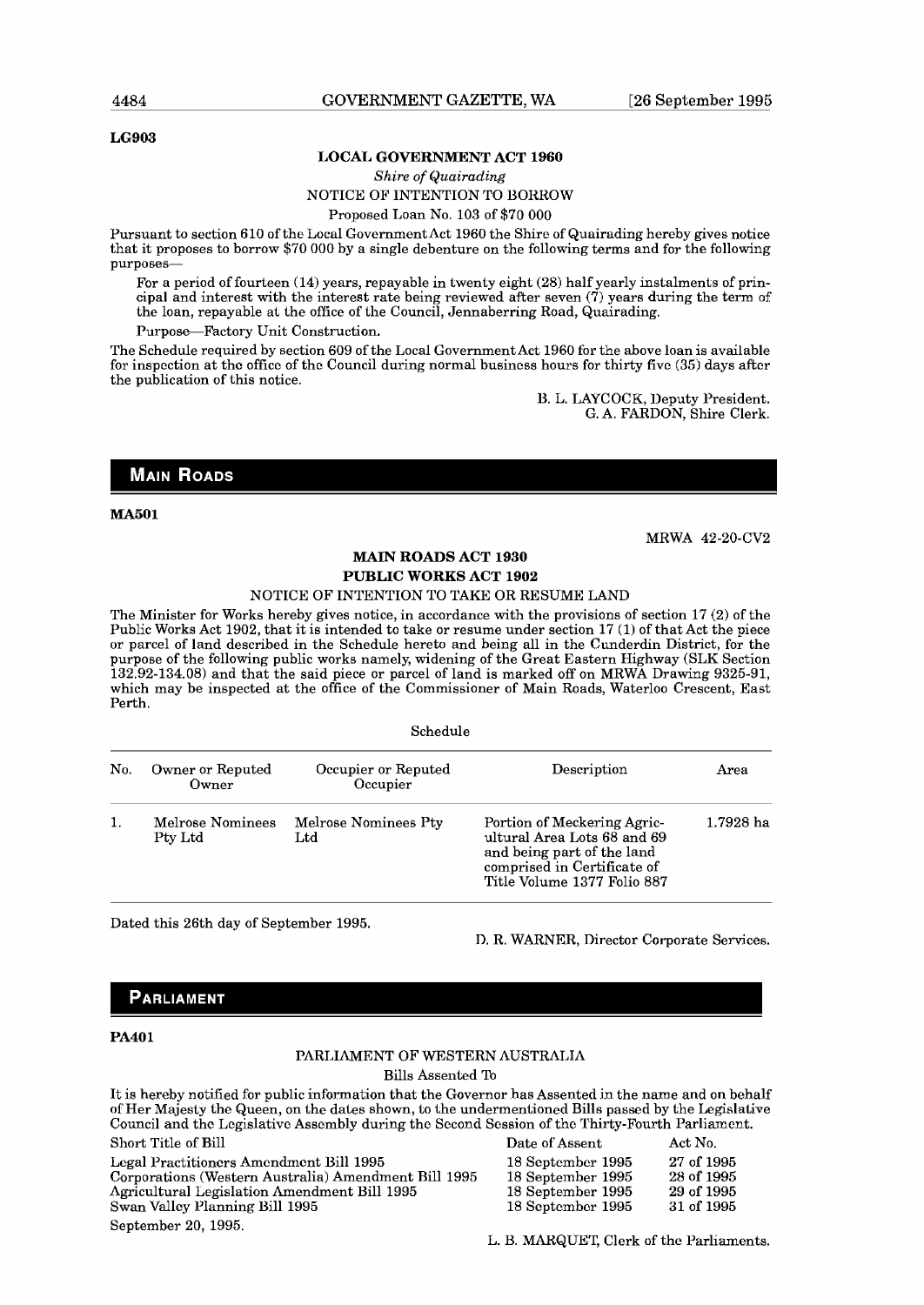LG903

## LOCAL GOVERNMENT ACT 1960

*Shire of Quairading*

NOTICE OF INTENTION TO BORROW

Proposed Loan No. 103 of $70 000

Pursuant to section 610 of the Local Government Act 1960 the Shire of Quairading hereby gives notice that it proposes to borrow $70 000 by a single debenture on the following terms and for the following purposes—

For a period of fourteen (14) years, repayable in twenty eight (28) half yearly instalments of principal and interest with the interest rate being reviewed after seven (7) years during the term of the loan, repayable at the office of the Council, Jennaberring Road, Quairading.

Purpose—Factory Unit Construction.

The Schedule required by section 609 of the Local Government Act 1960 for the above loan is available for inspection at the office of the Council during normal business hours for thirty five (35) days after the publication of this notice.

B. L. LAYCOCK, Deputy President.
G. A. FARDON, Shire Clerk.

# MAIN ROADS

MA501

MRWA 42-20-CV2

## MAIN ROADS ACT 1930
## PUBLIC WORKS ACT 1902

NOTICE OF INTENTION TO TAKE OR RESUME LAND

The Minister for Works hereby gives notice, in accordance with the provisions of section 17 (2) of the Public Works Act 1902, that it is intended to take or resume under section 17 (1) of that Act the piece or parcel of land described in the Schedule hereto and being all in the Cunderdin District, for the purpose of the following public works namely, widening of the Great Eastern Highway (SLK Section 132.92-134.08) and that the said piece or parcel of land is marked off on MRWA Drawing 9325-91, which may be inspected at the office of the Commissioner of Main Roads, Waterloo Crescent, East Perth.

Schedule

| No. | Owner or Reputed Owner | Occupier or Reputed Occupier | Description | Area |
|---|---|---|---|---|
| 1. | Melrose Nominees Pty Ltd | Melrose Nominees Pty Ltd | Portion of Meckering Agricultural Area Lots 68 and 69 and being part of the land comprised in Certificate of Title Volume 1377 Folio 887 | 1.7928 ha |

Dated this 26th day of September 1995.

D. R. WARNER, Director Corporate Services.

# PARLIAMENT

PA401

## PARLIAMENT OF WESTERN AUSTRALIA

Bills Assented To

It is hereby notified for public information that the Governor has Assented in the name and on behalf of Her Majesty the Queen, on the dates shown, to the undermentioned Bills passed by the Legislative Council and the Legislative Assembly during the Second Session of the Thirty-Fourth Parliament.

| Short Title of Bill | Date of Assent | Act No. |
|---|---|---|
| Legal Practitioners Amendment Bill 1995 | 18 September 1995 | 27 of 1995 |
| Corporations (Western Australia) Amendment Bill 1995 | 18 September 1995 | 28 of 1995 |
| Agricultural Legislation Amendment Bill 1995 | 18 September 1995 | 29 of 1995 |
| Swan Valley Planning Bill 1995 | 18 September 1995 | 31 of 1995 |

September 20, 1995.

L. B. MARQUET, Clerk of the Parliaments.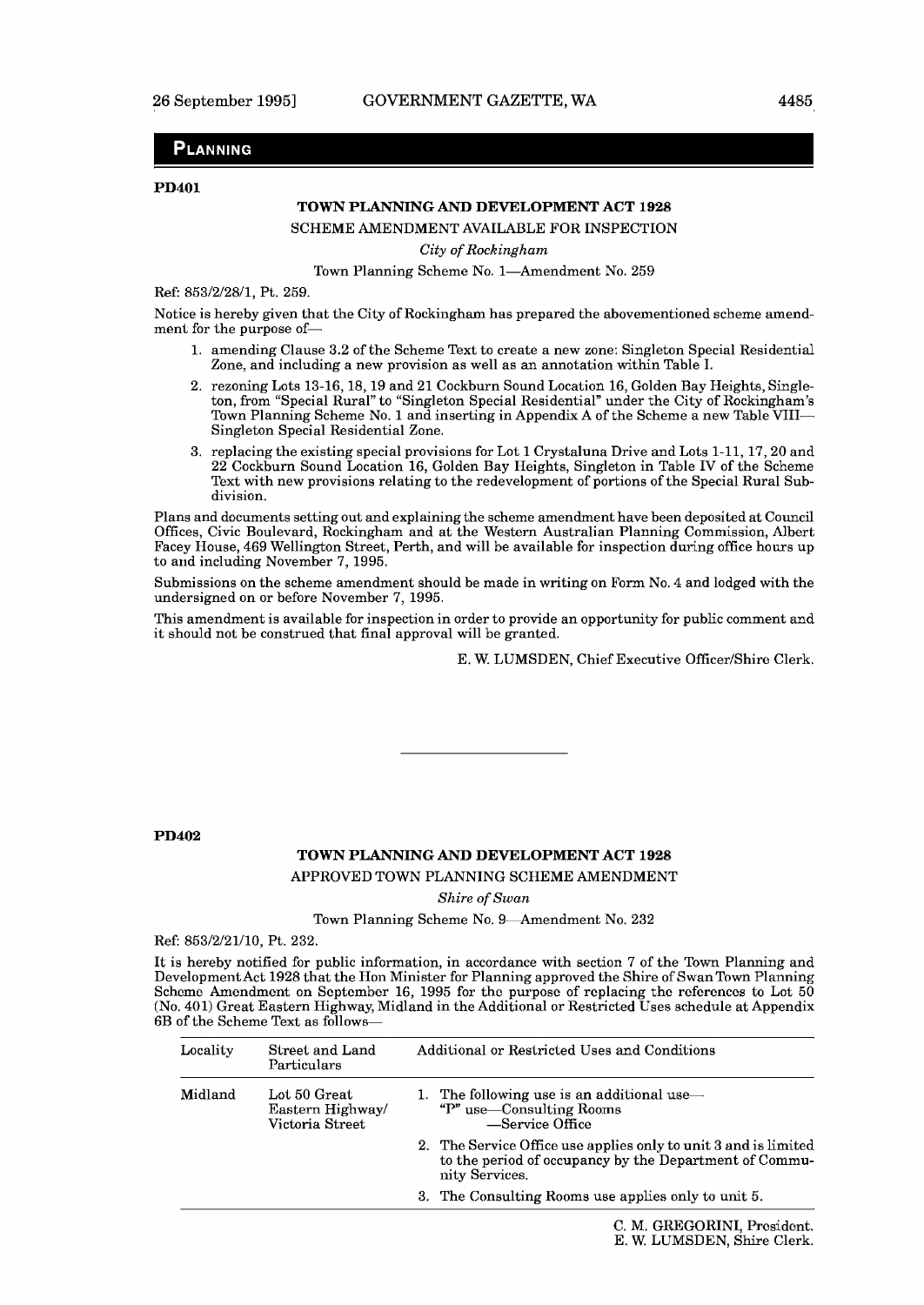## PLANNING

**PD401**

### TOWN PLANNING AND DEVELOPMENT ACT 1928

SCHEME AMENDMENT AVAILABLE FOR INSPECTION

*City of Rockingham*

Town Planning Scheme No. 1—Amendment No. 259

Ref: 853/2/28/1, Pt. 259.

Notice is hereby given that the City of Rockingham has prepared the abovementioned scheme amendment for the purpose of—

1. amending Clause 3.2 of the Scheme Text to create a new zone: Singleton Special Residential Zone, and including a new provision as well as an annotation within Table I.
2. rezoning Lots 13-16, 18, 19 and 21 Cockburn Sound Location 16, Golden Bay Heights, Singleton, from "Special Rural" to "Singleton Special Residential" under the City of Rockingham's Town Planning Scheme No. 1 and inserting in Appendix A of the Scheme a new Table VIII—Singleton Special Residential Zone.
3. replacing the existing special provisions for Lot 1 Crystaluna Drive and Lots 1-11, 17, 20 and 22 Cockburn Sound Location 16, Golden Bay Heights, Singleton in Table IV of the Scheme Text with new provisions relating to the redevelopment of portions of the Special Rural Subdivision.

Plans and documents setting out and explaining the scheme amendment have been deposited at Council Offices, Civic Boulevard, Rockingham and at the Western Australian Planning Commission, Albert Facey House, 469 Wellington Street, Perth, and will be available for inspection during office hours up to and including November 7, 1995.

Submissions on the scheme amendment should be made in writing on Form No. 4 and lodged with the undersigned on or before November 7, 1995.

This amendment is available for inspection in order to provide an opportunity for public comment and it should not be construed that final approval will be granted.

E. W. LUMSDEN, Chief Executive Officer/Shire Clerk.

---

**PD402**

### TOWN PLANNING AND DEVELOPMENT ACT 1928

APPROVED TOWN PLANNING SCHEME AMENDMENT

*Shire of Swan*

Town Planning Scheme No. 9—Amendment No. 232

Ref: 853/2/21/10, Pt. 232.

It is hereby notified for public information, in accordance with section 7 of the Town Planning and Development Act 1928 that the Hon Minister for Planning approved the Shire of Swan Town Planning Scheme Amendment on September 16, 1995 for the purpose of replacing the references to Lot 50 (No. 401) Great Eastern Highway, Midland in the Additional or Restricted Uses schedule at Appendix 6B of the Scheme Text as follows—

| Locality | Street and Land Particulars | Additional or Restricted Uses and Conditions |
|---|---|---|
| Midland | Lot 50 Great Eastern Highway/ Victoria Street | 1. The following use is an additional use— "P" use—Consulting Rooms —Service Office<br>2. The Service Office use applies only to unit 3 and is limited to the period of occupancy by the Department of Community Services.<br>3. The Consulting Rooms use applies only to unit 5. |

C. M. GREGORINI, President.
E. W. LUMSDEN, Shire Clerk.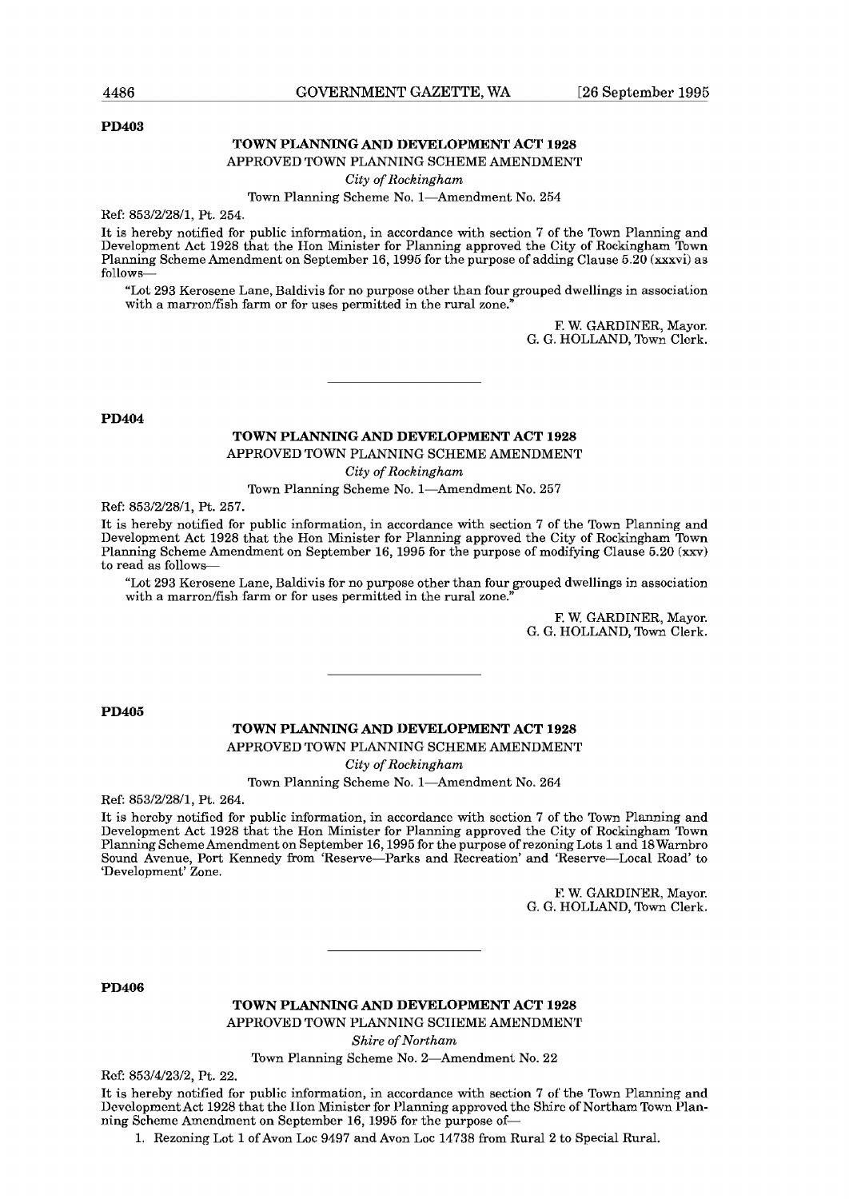**PD403**

## TOWN PLANNING AND DEVELOPMENT ACT 1928

APPROVED TOWN PLANNING SCHEME AMENDMENT

*City of Rockingham*

Town Planning Scheme No. 1—Amendment No. 254

Ref: 853/2/28/1, Pt. 254.

It is hereby notified for public information, in accordance with section 7 of the Town Planning and Development Act 1928 that the Hon Minister for Planning approved the City of Rockingham Town Planning Scheme Amendment on September 16, 1995 for the purpose of adding Clause 5.20 (xxxvi) as follows—

"Lot 293 Kerosene Lane, Baldivis for no purpose other than four grouped dwellings in association with a marron/fish farm or for uses permitted in the rural zone."

F. W. GARDINER, Mayor.
G. G. HOLLAND, Town Clerk.

---

**PD404**

## TOWN PLANNING AND DEVELOPMENT ACT 1928

APPROVED TOWN PLANNING SCHEME AMENDMENT

*City of Rockingham*

Town Planning Scheme No. 1—Amendment No. 257

Ref: 853/2/28/1, Pt. 257.

It is hereby notified for public information, in accordance with section 7 of the Town Planning and Development Act 1928 that the Hon Minister for Planning approved the City of Rockingham Town Planning Scheme Amendment on September 16, 1995 for the purpose of modifying Clause 5.20 (xxv) to read as follows—

"Lot 293 Kerosene Lane, Baldivis for no purpose other than four grouped dwellings in association with a marron/fish farm or for uses permitted in the rural zone."

F. W. GARDINER, Mayor.
G. G. HOLLAND, Town Clerk.

---

**PD405**

## TOWN PLANNING AND DEVELOPMENT ACT 1928

APPROVED TOWN PLANNING SCHEME AMENDMENT

*City of Rockingham*

Town Planning Scheme No. 1—Amendment No. 264

Ref: 853/2/28/1, Pt. 264.

It is hereby notified for public information, in accordance with section 7 of the Town Planning and Development Act 1928 that the Hon Minister for Planning approved the City of Rockingham Town Planning Scheme Amendment on September 16, 1995 for the purpose of rezoning Lots 1 and 18 Warnbro Sound Avenue, Port Kennedy from 'Reserve—Parks and Recreation' and 'Reserve—Local Road' to 'Development' Zone.

F. W. GARDINER, Mayor.
G. G. HOLLAND, Town Clerk.

---

**PD406**

## TOWN PLANNING AND DEVELOPMENT ACT 1928

APPROVED TOWN PLANNING SCHEME AMENDMENT

*Shire of Northam*

Town Planning Scheme No. 2—Amendment No. 22

Ref: 853/4/23/2, Pt. 22.

It is hereby notified for public information, in accordance with section 7 of the Town Planning and Development Act 1928 that the Hon Minister for Planning approved the Shire of Northam Town Planning Scheme Amendment on September 16, 1995 for the purpose of—

1. Rezoning Lot 1 of Avon Loc 9497 and Avon Loc 14738 from Rural 2 to Special Rural.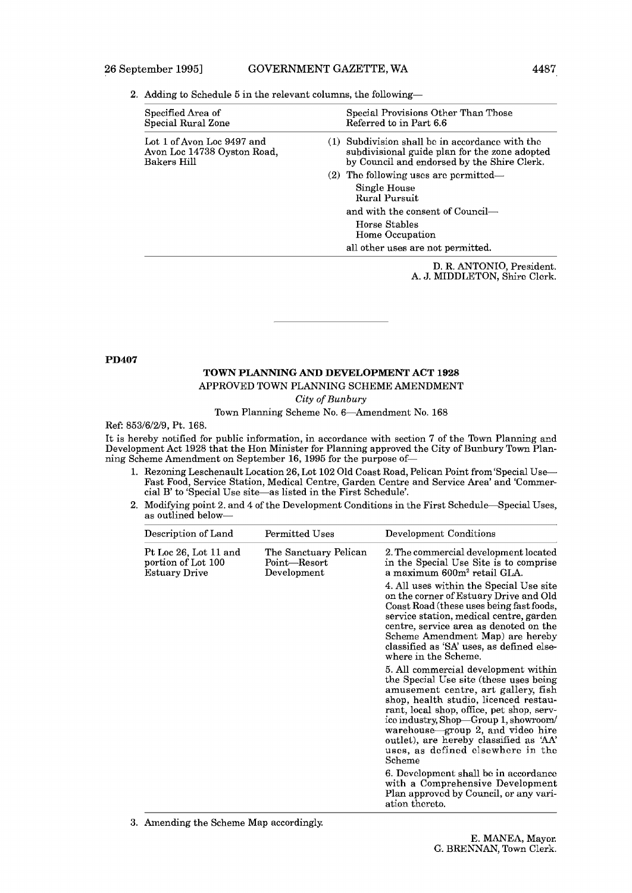2. Adding to Schedule 5 in the relevant columns, the following—

| Specified Area of Special Rural Zone | Special Provisions Other Than Those Referred to in Part 6.6 |
|---|---|
| Lot 1 of Avon Loc 9497 and Avon Loc 14738 Oyston Road, Bakers Hill | (1) Subdivision shall be in accordance with the subdivisional guide plan for the zone adopted by Council and endorsed by the Shire Clerk. |
| | (2) The following uses are permitted— Single House Rural Pursuit and with the consent of Council— Horse Stables Home Occupation all other uses are not permitted. |

D. R. ANTONIO, President.
A. J. MIDDLETON, Shire Clerk.

---

**PD407**

**TOWN PLANNING AND DEVELOPMENT ACT 1928**

APPROVED TOWN PLANNING SCHEME AMENDMENT

*City of Bunbury*

Town Planning Scheme No. 6—Amendment No. 168

Ref: 853/6/2/9, Pt. 168.

It is hereby notified for public information, in accordance with section 7 of the Town Planning and Development Act 1928 that the Hon Minister for Planning approved the City of Bunbury Town Planning Scheme Amendment on September 16, 1995 for the purpose of—

1. Rezoning Leschenault Location 26, Lot 102 Old Coast Road, Pelican Point from 'Special Use—Fast Food, Service Station, Medical Centre, Garden Centre and Service Area' and 'Commercial B' to 'Special Use site—as listed in the First Schedule'.
2. Modifying point 2. and 4 of the Development Conditions in the First Schedule—Special Uses, as outlined below—

| Description of Land | Permitted Uses | Development Conditions |
|---|---|---|
| Pt Loc 26, Lot 11 and portion of Lot 100 Estuary Drive | The Sanctuary Pelican Point—Resort Development | 2. The commercial development located in the Special Use Site is to comprise a maximum 600m² retail GLA. |
| | | 4. All uses within the Special Use site on the corner of Estuary Drive and Old Coast Road (these uses being fast foods, service station, medical centre, garden centre, service area as denoted on the Scheme Amendment Map) are hereby classified as 'SA' uses, as defined elsewhere in the Scheme. |
| | | 5. All commercial development within the Special Use site (these uses being amusement centre, art gallery, fish shop, health studio, licenced restaurant, local shop, office, pet shop, service industry, Shop—Group 1, showroom/warehouse—group 2, and video hire outlet), are hereby classified as 'AA' uses, as defined elsewhere in the Scheme |
| | | 6. Development shall be in accordance with a Comprehensive Development Plan approved by Council, or any variation thereto. |

3. Amending the Scheme Map accordingly.

E. MANEA, Mayor.
G. BRENNAN, Town Clerk.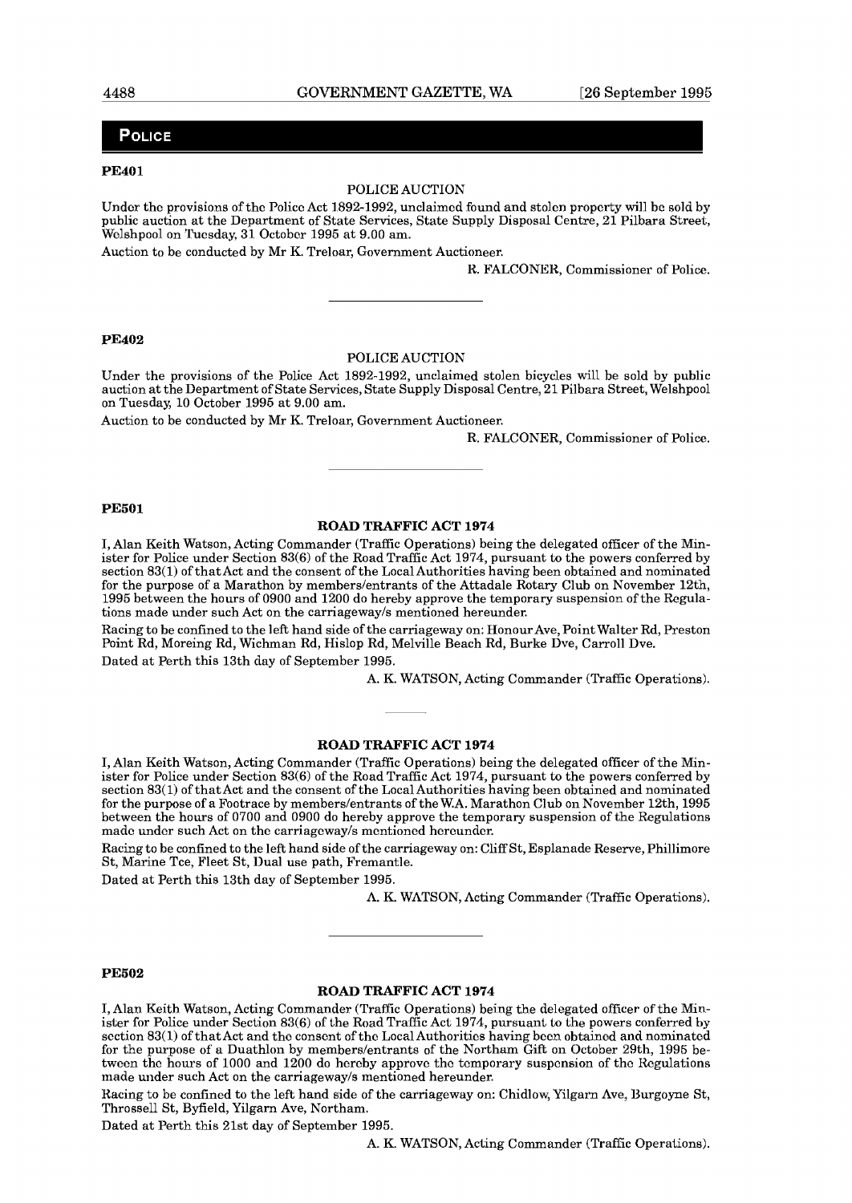## POLICE

**PE401**

POLICE AUCTION

Under the provisions of the Police Act 1892-1992, unclaimed found and stolen property will be sold by public auction at the Department of State Services, State Supply Disposal Centre, 21 Pilbara Street, Welshpool on Tuesday, 31 October 1995 at 9.00 am.

Auction to be conducted by Mr K. Treloar, Government Auctioneer.

R. FALCONER, Commissioner of Police.

---

**PE402**

POLICE AUCTION

Under the provisions of the Police Act 1892-1992, unclaimed stolen bicycles will be sold by public auction at the Department of State Services, State Supply Disposal Centre, 21 Pilbara Street, Welshpool on Tuesday, 10 October 1995 at 9.00 am.

Auction to be conducted by Mr K. Treloar, Government Auctioneer.

R. FALCONER, Commissioner of Police.

---

**PE501**

**ROAD TRAFFIC ACT 1974**

I, Alan Keith Watson, Acting Commander (Traffic Operations) being the delegated officer of the Minister for Police under Section 83(6) of the Road Traffic Act 1974, pursuant to the powers conferred by section 83(1) of that Act and the consent of the Local Authorities having been obtained and nominated for the purpose of a Marathon by members/entrants of the Attadale Rotary Club on November 12th, 1995 between the hours of 0900 and 1200 do hereby approve the temporary suspension of the Regulations made under such Act on the carriageway/s mentioned hereunder.

Racing to be confined to the left hand side of the carriageway on: Honour Ave, Point Walter Rd, Preston Point Rd, Moreing Rd, Wichman Rd, Hislop Rd, Melville Beach Rd, Burke Dve, Carroll Dve.

Dated at Perth this 13th day of September 1995.

A. K. WATSON, Acting Commander (Traffic Operations).

---

**ROAD TRAFFIC ACT 1974**

I, Alan Keith Watson, Acting Commander (Traffic Operations) being the delegated officer of the Minister for Police under Section 83(6) of the Road Traffic Act 1974, pursuant to the powers conferred by section 83(1) of that Act and the consent of the Local Authorities having been obtained and nominated for the purpose of a Footrace by members/entrants of the W.A. Marathon Club on November 12th, 1995 between the hours of 0700 and 0900 do hereby approve the temporary suspension of the Regulations made under such Act on the carriageway/s mentioned hereunder.

Racing to be confined to the left hand side of the carriageway on: Cliff St, Esplanade Reserve, Phillimore St, Marine Tce, Fleet St, Dual use path, Fremantle.

Dated at Perth this 13th day of September 1995.

A. K. WATSON, Acting Commander (Traffic Operations).

---

**PE502**

**ROAD TRAFFIC ACT 1974**

I, Alan Keith Watson, Acting Commander (Traffic Operations) being the delegated officer of the Minister for Police under Section 83(6) of the Road Traffic Act 1974, pursuant to the powers conferred by section 83(1) of that Act and the consent of the Local Authorities having been obtained and nominated for the purpose of a Duathlon by members/entrants of the Northam Gift on October 29th, 1995 between the hours of 1000 and 1200 do hereby approve the temporary suspension of the Regulations made under such Act on the carriageway/s mentioned hereunder.

Racing to be confined to the left hand side of the carriageway on: Chidlow, Yilgarn Ave, Burgoyne St, Throssell St, Byfield, Yilgarn Ave, Northam.

Dated at Perth this 21st day of September 1995.

A. K. WATSON, Acting Commander (Traffic Operations).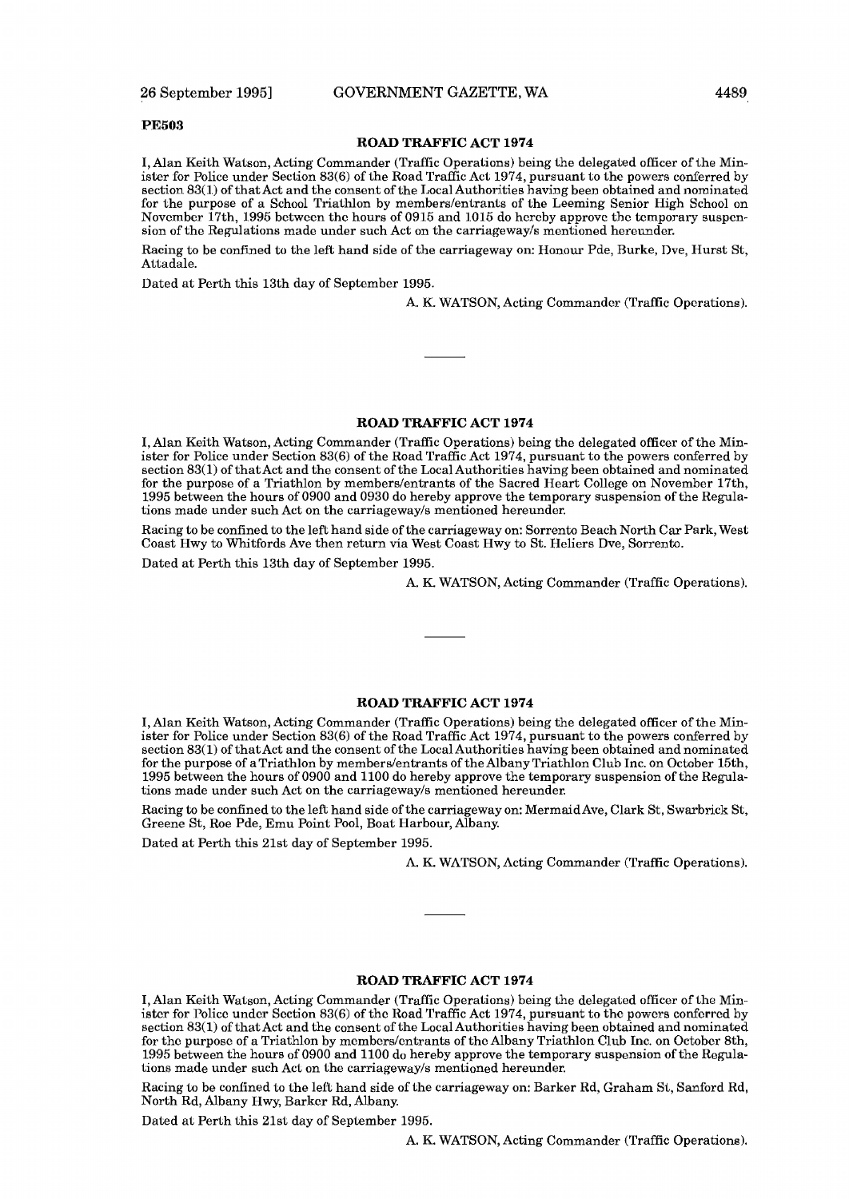**PE503**

## ROAD TRAFFIC ACT 1974

I, Alan Keith Watson, Acting Commander (Traffic Operations) being the delegated officer of the Minister for Police under Section 83(6) of the Road Traffic Act 1974, pursuant to the powers conferred by section 83(1) of that Act and the consent of the Local Authorities having been obtained and nominated for the purpose of a School Triathlon by members/entrants of the Leeming Senior High School on November 17th, 1995 between the hours of 0915 and 1015 do hereby approve the temporary suspension of the Regulations made under such Act on the carriageway/s mentioned hereunder.

Racing to be confined to the left hand side of the carriageway on: Honour Pde, Burke, Dve, Hurst St, Attadale.

Dated at Perth this 13th day of September 1995.

A. K. WATSON, Acting Commander (Traffic Operations).

---

## ROAD TRAFFIC ACT 1974

I, Alan Keith Watson, Acting Commander (Traffic Operations) being the delegated officer of the Minister for Police under Section 83(6) of the Road Traffic Act 1974, pursuant to the powers conferred by section 83(1) of that Act and the consent of the Local Authorities having been obtained and nominated for the purpose of a Triathlon by members/entrants of the Sacred Heart College on November 17th, 1995 between the hours of 0900 and 0930 do hereby approve the temporary suspension of the Regulations made under such Act on the carriageway/s mentioned hereunder.

Racing to be confined to the left hand side of the carriageway on: Sorrento Beach North Car Park, West Coast Hwy to Whitfords Ave then return via West Coast Hwy to St. Heliers Dve, Sorrento.

Dated at Perth this 13th day of September 1995.

A. K. WATSON, Acting Commander (Traffic Operations).

---

## ROAD TRAFFIC ACT 1974

I, Alan Keith Watson, Acting Commander (Traffic Operations) being the delegated officer of the Minister for Police under Section 83(6) of the Road Traffic Act 1974, pursuant to the powers conferred by section 83(1) of that Act and the consent of the Local Authorities having been obtained and nominated for the purpose of a Triathlon by members/entrants of the Albany Triathlon Club Inc. on October 15th, 1995 between the hours of 0900 and 1100 do hereby approve the temporary suspension of the Regulations made under such Act on the carriageway/s mentioned hereunder.

Racing to be confined to the left hand side of the carriageway on: Mermaid Ave, Clark St, Swarbrick St, Greene St, Roe Pde, Emu Point Pool, Boat Harbour, Albany.

Dated at Perth this 21st day of September 1995.

A. K. WATSON, Acting Commander (Traffic Operations).

---

## ROAD TRAFFIC ACT 1974

I, Alan Keith Watson, Acting Commander (Traffic Operations) being the delegated officer of the Minister for Police under Section 83(6) of the Road Traffic Act 1974, pursuant to the powers conferred by section 83(1) of that Act and the consent of the Local Authorities having been obtained and nominated for the purpose of a Triathlon by members/entrants of the Albany Triathlon Club Inc. on October 8th, 1995 between the hours of 0900 and 1100 do hereby approve the temporary suspension of the Regulations made under such Act on the carriageway/s mentioned hereunder.

Racing to be confined to the left hand side of the carriageway on: Barker Rd, Graham St, Sanford Rd, North Rd, Albany Hwy, Barker Rd, Albany.

Dated at Perth this 21st day of September 1995.

A. K. WATSON, Acting Commander (Traffic Operations).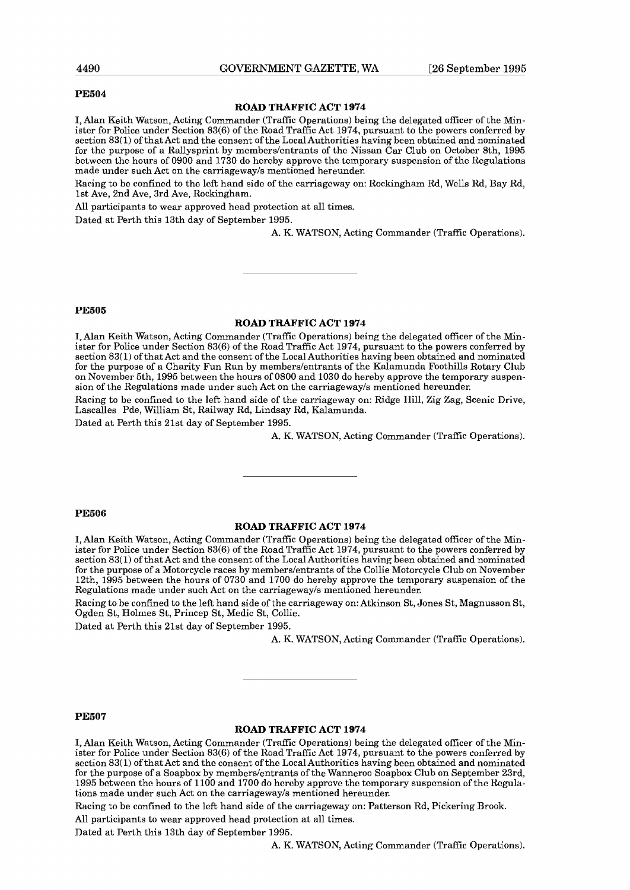**PE504**

### ROAD TRAFFIC ACT 1974

I, Alan Keith Watson, Acting Commander (Traffic Operations) being the delegated officer of the Minister for Police under Section 83(6) of the Road Traffic Act 1974, pursuant to the powers conferred by section 83(1) of that Act and the consent of the Local Authorities having been obtained and nominated for the purpose of a Rallysprint by members/entrants of the Nissan Car Club on October 8th, 1995 between the hours of 0900 and 1730 do hereby approve the temporary suspension of the Regulations made under such Act on the carriageway/s mentioned hereunder.

Racing to be confined to the left hand side of the carriageway on: Rockingham Rd, Wells Rd, Bay Rd, 1st Ave, 2nd Ave, 3rd Ave, Rockingham.

All participants to wear approved head protection at all times.

Dated at Perth this 13th day of September 1995.

A. K. WATSON, Acting Commander (Traffic Operations).

---

**PE505**

### ROAD TRAFFIC ACT 1974

I, Alan Keith Watson, Acting Commander (Traffic Operations) being the delegated officer of the Minister for Police under Section 83(6) of the Road Traffic Act 1974, pursuant to the powers conferred by section 83(1) of that Act and the consent of the Local Authorities having been obtained and nominated for the purpose of a Charity Fun Run by members/entrants of the Kalamunda Foothills Rotary Club on November 5th, 1995 between the hours of 0800 and 1030 do hereby approve the temporary suspension of the Regulations made under such Act on the carriageway/s mentioned hereunder.

Racing to be confined to the left hand side of the carriageway on: Ridge Hill, Zig Zag, Scenic Drive, Lascalles Pde, William St, Railway Rd, Lindsay Rd, Kalamunda.

Dated at Perth this 21st day of September 1995.

A. K. WATSON, Acting Commander (Traffic Operations).

---

**PE506**

### ROAD TRAFFIC ACT 1974

I, Alan Keith Watson, Acting Commander (Traffic Operations) being the delegated officer of the Minister for Police under Section 83(6) of the Road Traffic Act 1974, pursuant to the powers conferred by section 83(1) of that Act and the consent of the Local Authorities having been obtained and nominated for the purpose of a Motorcycle races by members/entrants of the Collie Motorcycle Club on November 12th, 1995 between the hours of 0730 and 1700 do hereby approve the temporary suspension of the Regulations made under such Act on the carriageway/s mentioned hereunder.

Racing to be confined to the left hand side of the carriageway on: Atkinson St, Jones St, Magnusson St, Ogden St, Holmes St, Princep St, Medic St, Collie.

Dated at Perth this 21st day of September 1995.

A. K. WATSON, Acting Commander (Traffic Operations).

---

**PE507**

### ROAD TRAFFIC ACT 1974

I, Alan Keith Watson, Acting Commander (Traffic Operations) being the delegated officer of the Minister for Police under Section 83(6) of the Road Traffic Act 1974, pursuant to the powers conferred by section 83(1) of that Act and the consent of the Local Authorities having been obtained and nominated for the purpose of a Soapbox by members/entrants of the Wanneroo Soapbox Club on September 23rd, 1995 between the hours of 1100 and 1700 do hereby approve the temporary suspension of the Regulations made under such Act on the carriageway/s mentioned hereunder.

Racing to be confined to the left hand side of the carriageway on: Patterson Rd, Pickering Brook.

All participants to wear approved head protection at all times.

Dated at Perth this 13th day of September 1995.

A. K. WATSON, Acting Commander (Traffic Operations).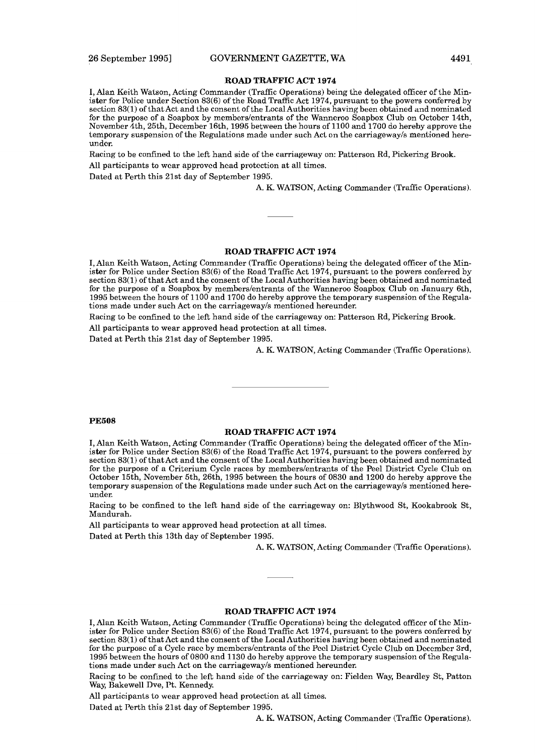## ROAD TRAFFIC ACT 1974

I, Alan Keith Watson, Acting Commander (Traffic Operations) being the delegated officer of the Minister for Police under Section 83(6) of the Road Traffic Act 1974, pursuant to the powers conferred by section 83(1) of that Act and the consent of the Local Authorities having been obtained and nominated for the purpose of a Soapbox by members/entrants of the Wanneroo Soapbox Club on October 14th, November 4th, 25th, December 16th, 1995 between the hours of 1100 and 1700 do hereby approve the temporary suspension of the Regulations made under such Act on the carriageway/s mentioned hereunder.

Racing to be confined to the left hand side of the carriageway on: Patterson Rd, Pickering Brook.

All participants to wear approved head protection at all times.

Dated at Perth this 21st day of September 1995.

A. K. WATSON, Acting Commander (Traffic Operations).

---

## ROAD TRAFFIC ACT 1974

I, Alan Keith Watson, Acting Commander (Traffic Operations) being the delegated officer of the Minister for Police under Section 83(6) of the Road Traffic Act 1974, pursuant to the powers conferred by section 83(1) of that Act and the consent of the Local Authorities having been obtained and nominated for the purpose of a Soapbox by members/entrants of the Wanneroo Soapbox Club on January 6th, 1995 between the hours of 1100 and 1700 do hereby approve the temporary suspension of the Regulations made under such Act on the carriageway/s mentioned hereunder.

Racing to be confined to the left hand side of the carriageway on: Patterson Rd, Pickering Brook.

All participants to wear approved head protection at all times.

Dated at Perth this 21st day of September 1995.

A. K. WATSON, Acting Commander (Traffic Operations).

---

**PE508**

## ROAD TRAFFIC ACT 1974

I, Alan Keith Watson, Acting Commander (Traffic Operations) being the delegated officer of the Minister for Police under Section 83(6) of the Road Traffic Act 1974, pursuant to the powers conferred by section 83(1) of that Act and the consent of the Local Authorities having been obtained and nominated for the purpose of a Criterium Cycle races by members/entrants of the Peel District Cycle Club on October 15th, November 5th, 26th, 1995 between the hours of 0830 and 1200 do hereby approve the temporary suspension of the Regulations made under such Act on the carriageway/s mentioned hereunder.

Racing to be confined to the left hand side of the carriageway on: Blythwood St, Kookabrook St, Mandurah.

All participants to wear approved head protection at all times.

Dated at Perth this 13th day of September 1995.

A. K. WATSON, Acting Commander (Traffic Operations).

---

## ROAD TRAFFIC ACT 1974

I, Alan Keith Watson, Acting Commander (Traffic Operations) being the delegated officer of the Minister for Police under Section 83(6) of the Road Traffic Act 1974, pursuant to the powers conferred by section 83(1) of that Act and the consent of the Local Authorities having been obtained and nominated for the purpose of a Cycle race by members/entrants of the Peel District Cycle Club on December 3rd, 1995 between the hours of 0800 and 1130 do hereby approve the temporary suspension of the Regulations made under such Act on the carriageway/s mentioned hereunder.

Racing to be confined to the left hand side of the carriageway on: Fielden Way, Beardley St, Patton Way, Bakewell Dve, Pt. Kennedy.

All participants to wear approved head protection at all times.

Dated at Perth this 21st day of September 1995.

A. K. WATSON, Acting Commander (Traffic Operations).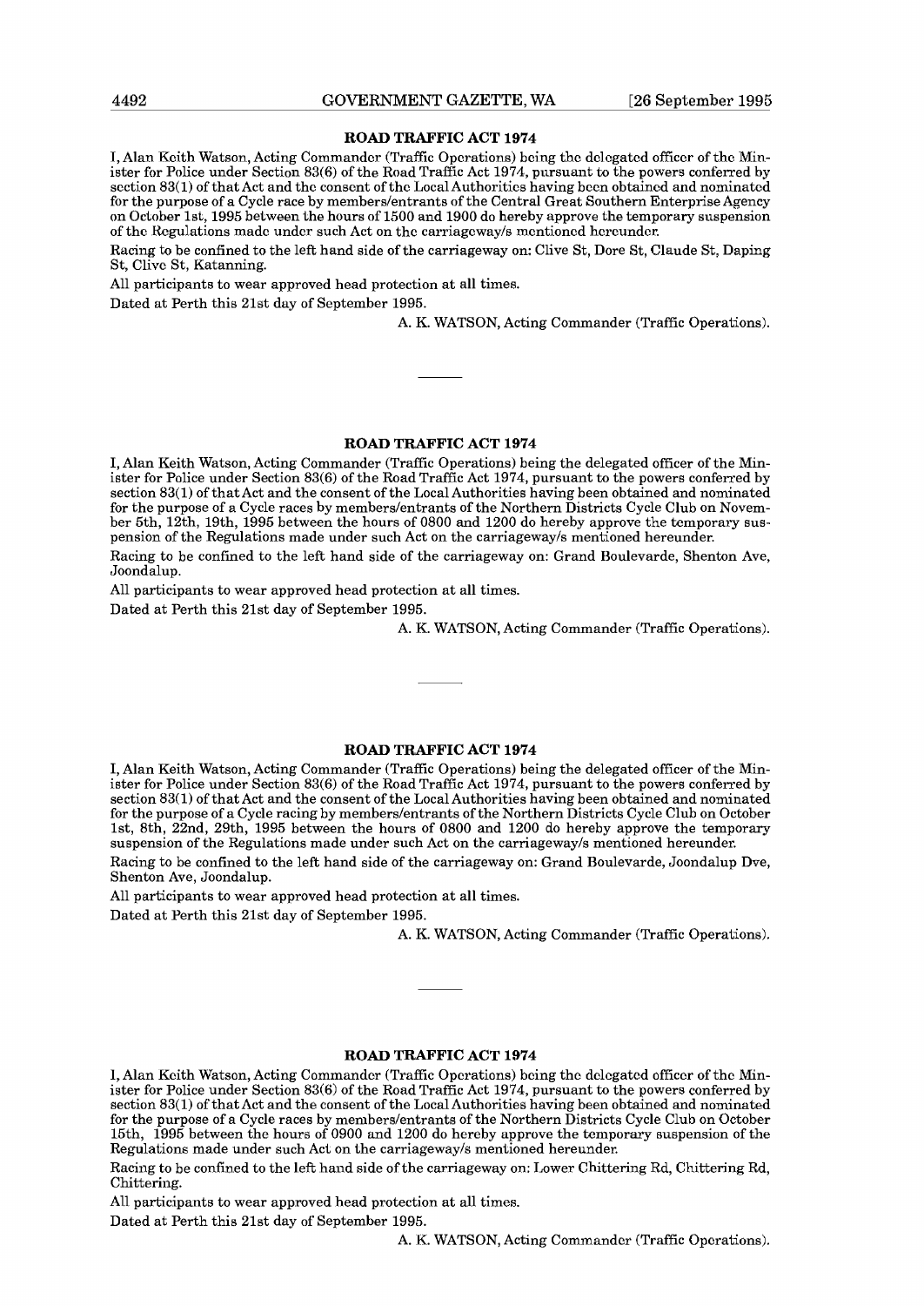## ROAD TRAFFIC ACT 1974

I, Alan Keith Watson, Acting Commander (Traffic Operations) being the delegated officer of the Minister for Police under Section 83(6) of the Road Traffic Act 1974, pursuant to the powers conferred by section 83(1) of that Act and the consent of the Local Authorities having been obtained and nominated for the purpose of a Cycle race by members/entrants of the Central Great Southern Enterprise Agency on October 1st, 1995 between the hours of 1500 and 1900 do hereby approve the temporary suspension of the Regulations made under such Act on the carriageway/s mentioned hereunder.

Racing to be confined to the left hand side of the carriageway on: Clive St, Dore St, Claude St, Daping St, Clive St, Katanning.

All participants to wear approved head protection at all times.

Dated at Perth this 21st day of September 1995.

A. K. WATSON, Acting Commander (Traffic Operations).

---

## ROAD TRAFFIC ACT 1974

I, Alan Keith Watson, Acting Commander (Traffic Operations) being the delegated officer of the Minister for Police under Section 83(6) of the Road Traffic Act 1974, pursuant to the powers conferred by section 83(1) of that Act and the consent of the Local Authorities having been obtained and nominated for the purpose of a Cycle races by members/entrants of the Northern Districts Cycle Club on November 5th, 12th, 19th, 1995 between the hours of 0800 and 1200 do hereby approve the temporary suspension of the Regulations made under such Act on the carriageway/s mentioned hereunder.

Racing to be confined to the left hand side of the carriageway on: Grand Boulevarde, Shenton Ave, Joondalup.

All participants to wear approved head protection at all times.

Dated at Perth this 21st day of September 1995.

A. K. WATSON, Acting Commander (Traffic Operations).

---

## ROAD TRAFFIC ACT 1974

I, Alan Keith Watson, Acting Commander (Traffic Operations) being the delegated officer of the Minister for Police under Section 83(6) of the Road Traffic Act 1974, pursuant to the powers conferred by section 83(1) of that Act and the consent of the Local Authorities having been obtained and nominated for the purpose of a Cycle racing by members/entrants of the Northern Districts Cycle Club on October 1st, 8th, 22nd, 29th, 1995 between the hours of 0800 and 1200 do hereby approve the temporary suspension of the Regulations made under such Act on the carriageway/s mentioned hereunder.

Racing to be confined to the left hand side of the carriageway on: Grand Boulevarde, Joondalup Dve, Shenton Ave, Joondalup.

All participants to wear approved head protection at all times.

Dated at Perth this 21st day of September 1995.

A. K. WATSON, Acting Commander (Traffic Operations).

---

## ROAD TRAFFIC ACT 1974

I, Alan Keith Watson, Acting Commander (Traffic Operations) being the delegated officer of the Minister for Police under Section 83(6) of the Road Traffic Act 1974, pursuant to the powers conferred by section 83(1) of that Act and the consent of the Local Authorities having been obtained and nominated for the purpose of a Cycle races by members/entrants of the Northern Districts Cycle Club on October 15th, 1995 between the hours of 0900 and 1200 do hereby approve the temporary suspension of the Regulations made under such Act on the carriageway/s mentioned hereunder.

Racing to be confined to the left hand side of the carriageway on: Lower Chittering Rd, Chittering Rd, Chittering.

All participants to wear approved head protection at all times.

Dated at Perth this 21st day of September 1995.

A. K. WATSON, Acting Commander (Traffic Operations).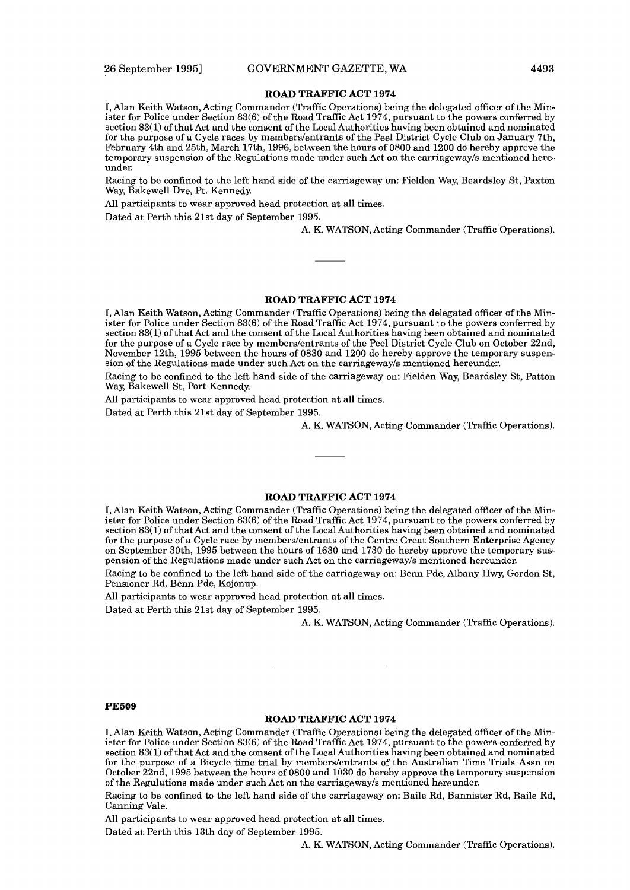## ROAD TRAFFIC ACT 1974

I, Alan Keith Watson, Acting Commander (Traffic Operations) being the delegated officer of the Minister for Police under Section 83(6) of the Road Traffic Act 1974, pursuant to the powers conferred by section 83(1) of that Act and the consent of the Local Authorities having been obtained and nominated for the purpose of a Cycle races by members/entrants of the Peel District Cycle Club on January 7th, February 4th and 25th, March 17th, 1996, between the hours of 0800 and 1200 do hereby approve the temporary suspension of the Regulations made under such Act on the carriageway/s mentioned hereunder.

Racing to be confined to the left hand side of the carriageway on: Fielden Way, Beardsley St, Paxton Way, Bakewell Dve, Pt. Kennedy.

All participants to wear approved head protection at all times.

Dated at Perth this 21st day of September 1995.

A. K. WATSON, Acting Commander (Traffic Operations).

---

## ROAD TRAFFIC ACT 1974

I, Alan Keith Watson, Acting Commander (Traffic Operations) being the delegated officer of the Minister for Police under Section 83(6) of the Road Traffic Act 1974, pursuant to the powers conferred by section 83(1) of that Act and the consent of the Local Authorities having been obtained and nominated for the purpose of a Cycle race by members/entrants of the Peel District Cycle Club on October 22nd, November 12th, 1995 between the hours of 0830 and 1200 do hereby approve the temporary suspension of the Regulations made under such Act on the carriageway/s mentioned hereunder.

Racing to be confined to the left hand side of the carriageway on: Fielden Way, Beardsley St, Patton Way, Bakewell St, Port Kennedy.

All participants to wear approved head protection at all times.

Dated at Perth this 21st day of September 1995.

A. K. WATSON, Acting Commander (Traffic Operations).

---

## ROAD TRAFFIC ACT 1974

I, Alan Keith Watson, Acting Commander (Traffic Operations) being the delegated officer of the Minister for Police under Section 83(6) of the Road Traffic Act 1974, pursuant to the powers conferred by section 83(1) of that Act and the consent of the Local Authorities having been obtained and nominated for the purpose of a Cycle race by members/entrants of the Centre Great Southern Enterprise Agency on September 30th, 1995 between the hours of 1630 and 1730 do hereby approve the temporary suspension of the Regulations made under such Act on the carriageway/s mentioned hereunder.

Racing to be confined to the left hand side of the carriageway on: Benn Pde, Albany Hwy, Gordon St, Pensioner Rd, Benn Pde, Kojonup.

All participants to wear approved head protection at all times.

Dated at Perth this 21st day of September 1995.

A. K. WATSON, Acting Commander (Traffic Operations).

---

**PE509**

## ROAD TRAFFIC ACT 1974

I, Alan Keith Watson, Acting Commander (Traffic Operations) being the delegated officer of the Minister for Police under Section 83(6) of the Road Traffic Act 1974, pursuant to the powers conferred by section 83(1) of that Act and the consent of the Local Authorities having been obtained and nominated for the purpose of a Bicycle time trial by members/entrants of the Australian Time Trials Assn on October 22nd, 1995 between the hours of 0800 and 1030 do hereby approve the temporary suspension of the Regulations made under such Act on the carriageway/s mentioned hereunder.

Racing to be confined to the left hand side of the carriageway on: Baile Rd, Bannister Rd, Baile Rd, Canning Vale.

All participants to wear approved head protection at all times.

Dated at Perth this 13th day of September 1995.

A. K. WATSON, Acting Commander (Traffic Operations).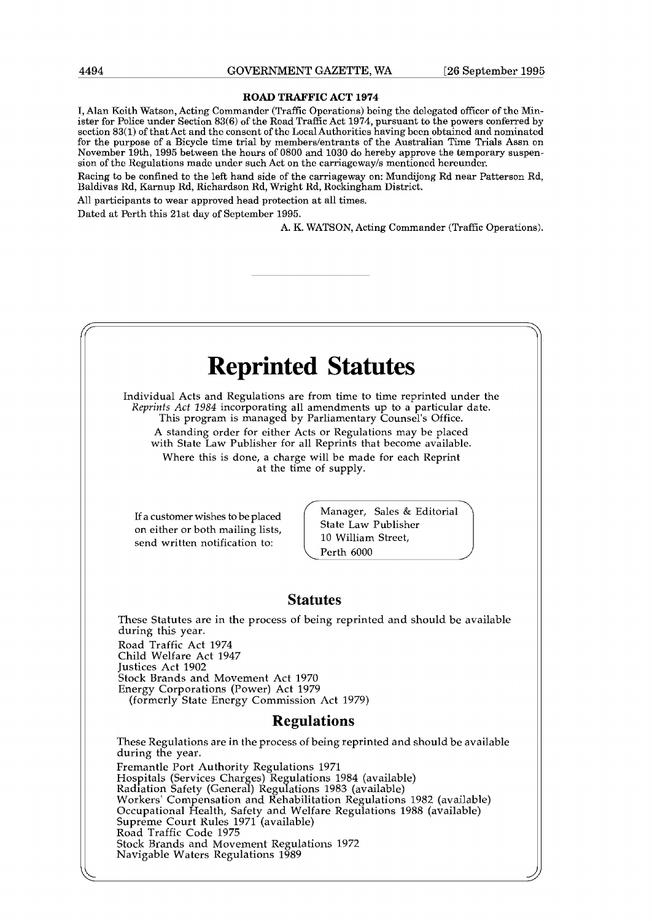## ROAD TRAFFIC ACT 1974

I, Alan Keith Watson, Acting Commander (Traffic Operations) being the delegated officer of the Minister for Police under Section 83(6) of the Road Traffic Act 1974, pursuant to the powers conferred by section 83(1) of that Act and the consent of the Local Authorities having been obtained and nominated for the purpose of a Bicycle time trial by members/entrants of the Australian Time Trials Assn on November 19th, 1995 between the hours of 0800 and 1030 do hereby approve the temporary suspension of the Regulations made under such Act on the carriageway/s mentioned hereunder.

Racing to be confined to the left hand side of the carriageway on: Mundijong Rd near Patterson Rd, Baldivas Rd, Karnup Rd, Richardson Rd, Wright Rd, Rockingham District.

All participants to wear approved head protection at all times.

Dated at Perth this 21st day of September 1995.

A. K. WATSON, Acting Commander (Traffic Operations).

---

# Reprinted Statutes

Individual Acts and Regulations are from time to time reprinted under the *Reprints Act 1984* incorporating all amendments up to a particular date. This program is managed by Parliamentary Counsel's Office.

A standing order for either Acts or Regulations may be placed with State Law Publisher for all Reprints that become available.

Where this is done, a charge will be made for each Reprint at the time of supply.

If a customer wishes to be placed on either or both mailing lists, send written notification to:

Manager, Sales & Editorial
State Law Publisher
10 William Street,
Perth 6000

## Statutes

These Statutes are in the process of being reprinted and should be available during this year.

Road Traffic Act 1974
Child Welfare Act 1947
Justices Act 1902
Stock Brands and Movement Act 1970
Energy Corporations (Power) Act 1979
(formerly State Energy Commission Act 1979)

## Regulations

These Regulations are in the process of being reprinted and should be available during the year.

Fremantle Port Authority Regulations 1971
Hospitals (Services Charges) Regulations 1984 (available)
Radiation Safety (General) Regulations 1983 (available)
Workers' Compensation and Rehabilitation Regulations 1982 (available)
Occupational Health, Safety and Welfare Regulations 1988 (available)
Supreme Court Rules 1971 (available)
Road Traffic Code 1975
Stock Brands and Movement Regulations 1972
Navigable Waters Regulations 1989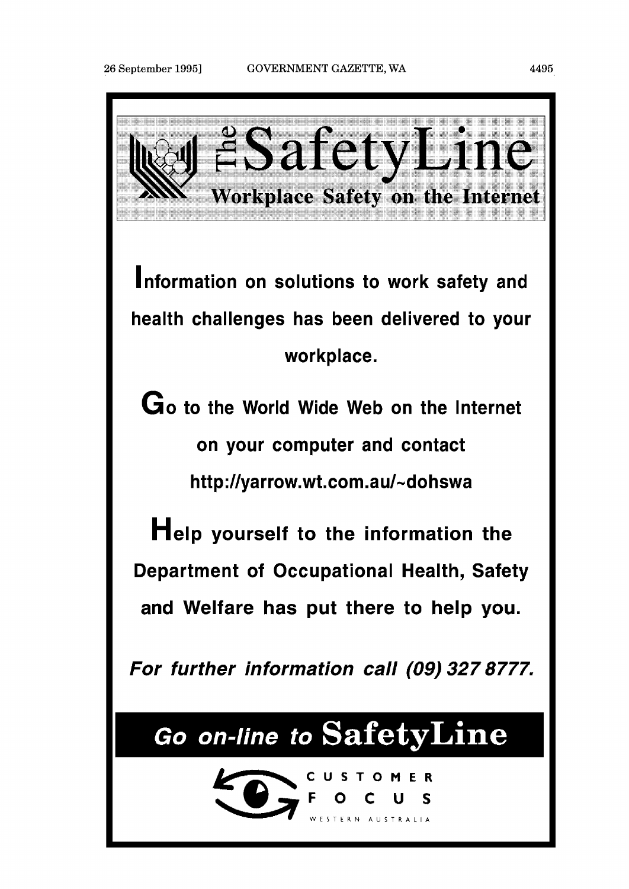# The SafetyLine

## Workplace Safety on the Internet

**Information on solutions to work safety and health challenges has been delivered to your workplace.**

**Go to the World Wide Web on the Internet on your computer and contact http://yarrow.wt.com.au/~dohswa**

**Help yourself to the information the Department of Occupational Health, Safety and Welfare has put there to help you.**

***For further information call (09) 327 8777.***

## *Go on-line to* SafetyLine

CUSTOMER FOCUS

WESTERN AUSTRALIA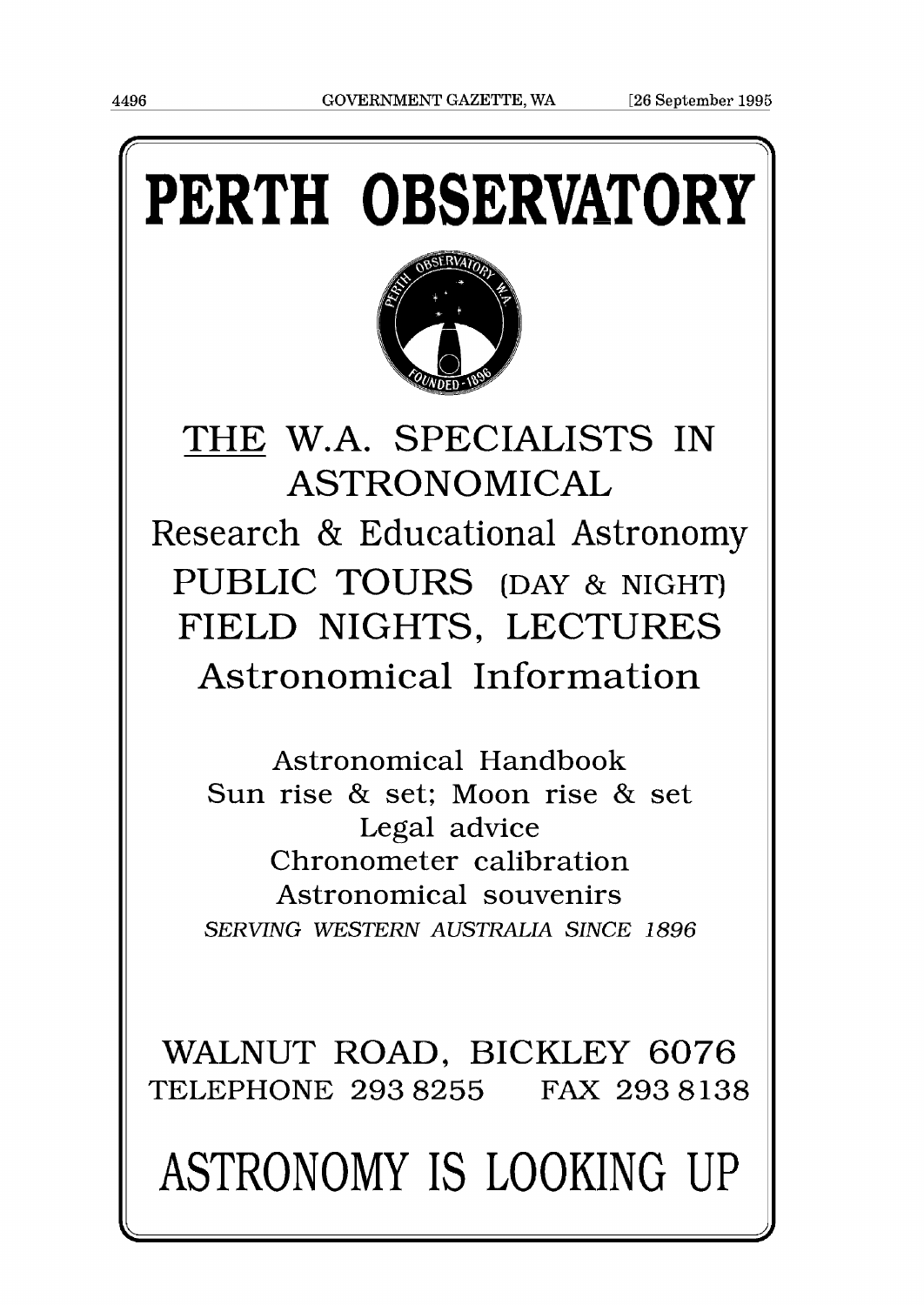# PERTH OBSERVATORY

THE W.A. SPECIALISTS IN ASTRONOMICAL

Research & Educational Astronomy

PUBLIC TOURS (DAY & NIGHT)

FIELD NIGHTS, LECTURES

Astronomical Information

Astronomical Handbook

Sun rise & set; Moon rise & set

Legal advice

Chronometer calibration

Astronomical souvenirs

*SERVING WESTERN AUSTRALIA SINCE 1896*

WALNUT ROAD, BICKLEY 6076

TELEPHONE 293 8255 FAX 293 8138

## ASTRONOMY IS LOOKING UP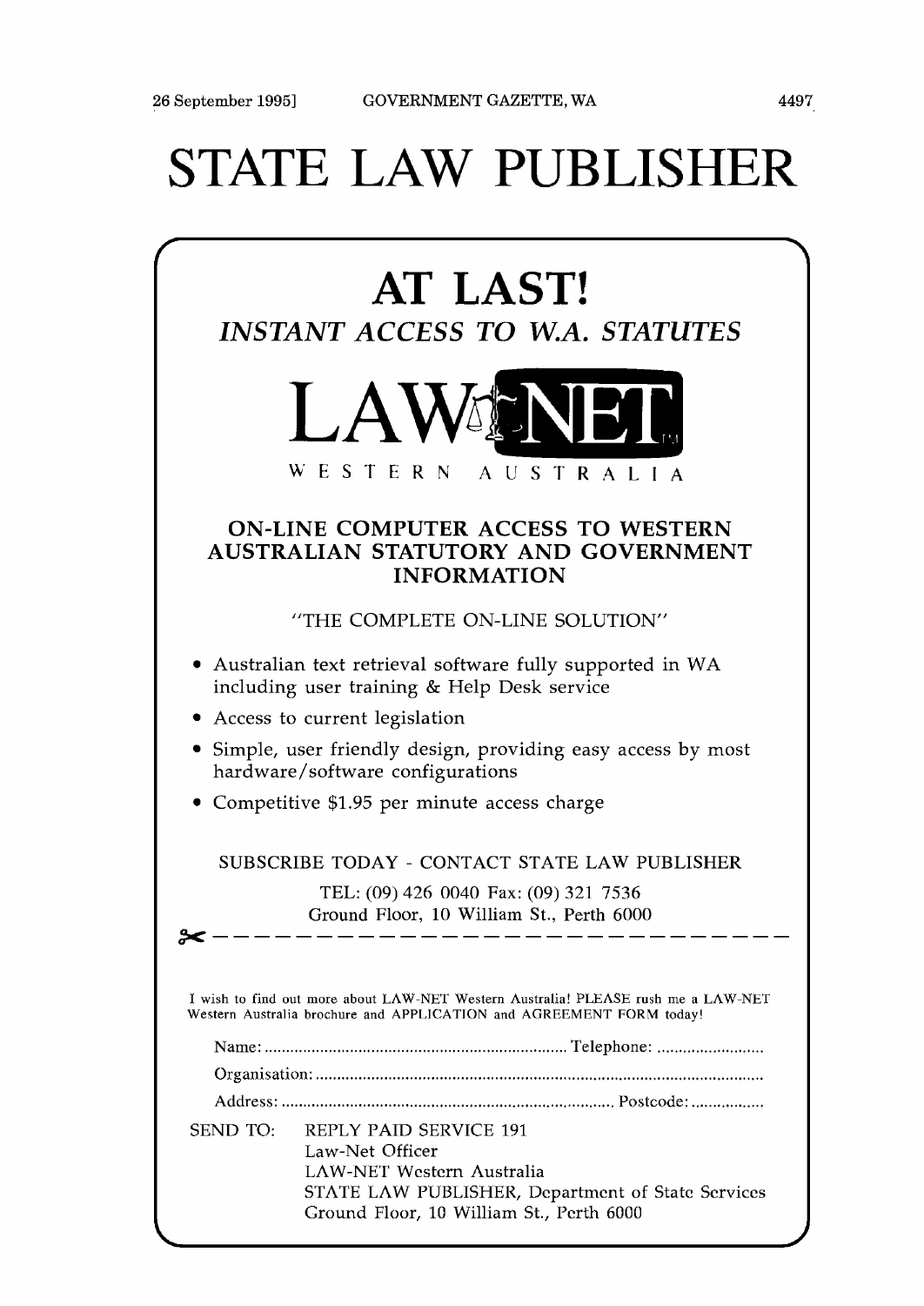# STATE LAW PUBLISHER

## AT LAST!

### *INSTANT ACCESS TO W.A. STATUTES*

LAW-NET

WESTERN AUSTRALIA

### ON-LINE COMPUTER ACCESS TO WESTERN AUSTRALIAN STATUTORY AND GOVERNMENT INFORMATION

"THE COMPLETE ON-LINE SOLUTION"

- Australian text retrieval software fully supported in WA including user training & Help Desk service
- Access to current legislation
- Simple, user friendly design, providing easy access by most hardware/software configurations
- Competitive $1.95 per minute access charge

SUBSCRIBE TODAY - CONTACT STATE LAW PUBLISHER

TEL: (09) 426 0040 Fax: (09) 321 7536

Ground Floor, 10 William St., Perth 6000

---

I wish to find out more about LAW-NET Western Australia! PLEASE rush me a LAW-NET Western Australia brochure and APPLICATION and AGREEMENT FORM today!

Name: ........................................................................ Telephone: ..........................

Organisation: ........................................................................................................

Address: ............................................................................ Postcode: .................

SEND TO: REPLY PAID SERVICE 191
Law-Net Officer
LAW-NET Western Australia
STATE LAW PUBLISHER, Department of State Services
Ground Floor, 10 William St., Perth 6000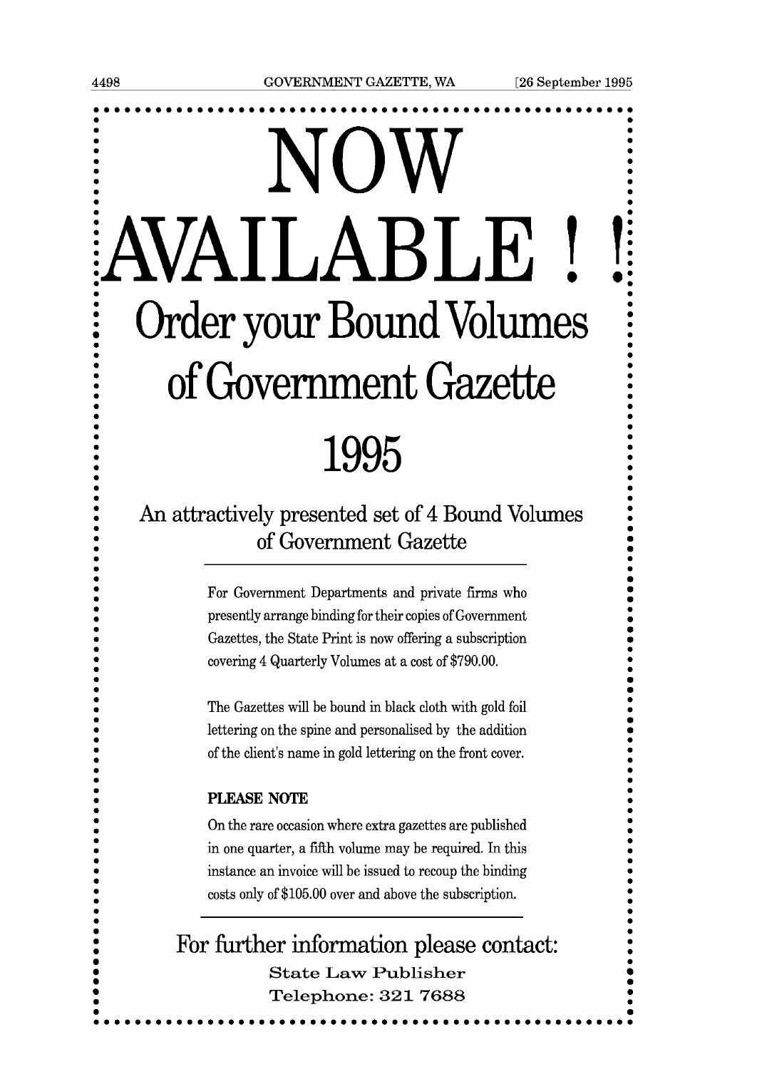# NOW AVAILABLE ! !

## Order your Bound Volumes of Government Gazette

## 1995

### An attractively presented set of 4 Bound Volumes of Government Gazette

---

For Government Departments and private firms who presently arrange binding for their copies of Government Gazettes, the State Print is now offering a subscription covering 4 Quarterly Volumes at a cost of $790.00.

The Gazettes will be bound in black cloth with gold foil lettering on the spine and personalised by the addition of the client's name in gold lettering on the front cover.

**PLEASE NOTE**

On the rare occasion where extra gazettes are published in one quarter, a fifth volume may be required. In this instance an invoice will be issued to recoup the binding costs only of $105.00 over and above the subscription.

---

### For further information please contact:

State Law Publisher

Telephone: 321 7688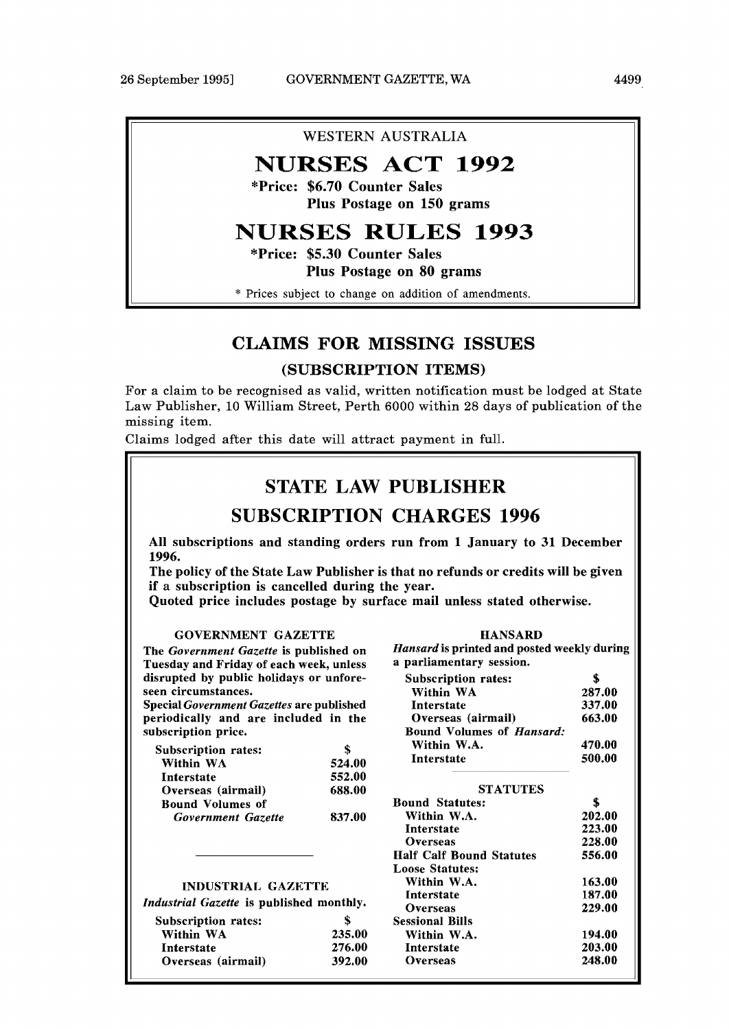WESTERN AUSTRALIA

# NURSES ACT 1992

**\*Price: $6.70 Counter Sales**
**Plus Postage on 150 grams**

# NURSES RULES 1993

**\*Price: $5.30 Counter Sales**
**Plus Postage on 80 grams**

\* Prices subject to change on addition of amendments.

## CLAIMS FOR MISSING ISSUES

### (SUBSCRIPTION ITEMS)

For a claim to be recognised as valid, written notification must be lodged at State Law Publisher, 10 William Street, Perth 6000 within 28 days of publication of the missing item.

Claims lodged after this date will attract payment in full.

## STATE LAW PUBLISHER

## SUBSCRIPTION CHARGES 1996

**All subscriptions and standing orders run from 1 January to 31 December 1996.**

**The policy of the State Law Publisher is that no refunds or credits will be given if a subscription is cancelled during the year.**

**Quoted price includes postage by surface mail unless stated otherwise.**

### GOVERNMENT GAZETTE

**The *Government Gazette* is published on Tuesday and Friday of each week, unless disrupted by public holidays or unforeseen circumstances.**

**Special *Government Gazettes* are published periodically and are included in the subscription price.**

| Subscription rates: | $ |
|---|---|
| Within WA | 524.00 |
| Interstate | 552.00 |
| Overseas (airmail) | 688.00 |
| Bound Volumes of *Government Gazette* | 837.00 |

### INDUSTRIAL GAZETTE

***Industrial Gazette* is published monthly.**

| Subscription rates: | $ |
|---|---|
| Within WA | 235.00 |
| Interstate | 276.00 |
| Overseas (airmail) | 392.00 |

### HANSARD

***Hansard* is printed and posted weekly during a parliamentary session.**

| Subscription rates: | $ |
|---|---|
| Within WA | 287.00 |
| Interstate | 337.00 |
| Overseas (airmail) | 663.00 |
| Bound Volumes of *Hansard*: | |
| Within W.A. | 470.00 |
| Interstate | 500.00 |

### STATUTES

| Bound Statutes: | $ |
|---|---|
| Within W.A. | 202.00 |
| Interstate | 223.00 |
| Overseas | 228.00 |
| Half Calf Bound Statutes | 556.00 |
| Loose Statutes: | |
| Within W.A. | 163.00 |
| Interstate | 187.00 |
| Overseas | 229.00 |
| Sessional Bills | |
| Within W.A. | 194.00 |
| Interstate | 203.00 |
| Overseas | 248.00 |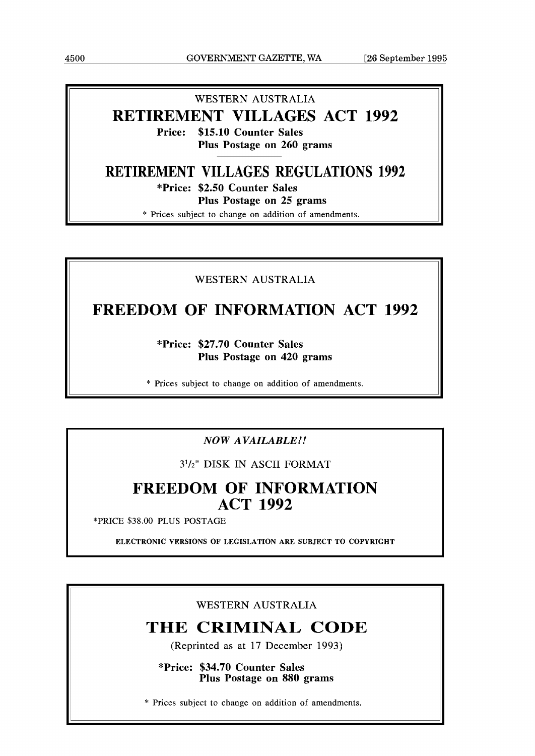WESTERN AUSTRALIA

# RETIREMENT VILLAGES ACT 1992

**Price: $15.10 Counter Sales**
**Plus Postage on 260 grams**

# RETIREMENT VILLAGES REGULATIONS 1992

**\*Price: $2.50 Counter Sales**
**Plus Postage on 25 grams**

\* Prices subject to change on addition of amendments.

---

WESTERN AUSTRALIA

# FREEDOM OF INFORMATION ACT 1992

**\*Price: $27.70 Counter Sales**
**Plus Postage on 420 grams**

\* Prices subject to change on addition of amendments.

---

*NOW AVAILABLE!!*

3½" DISK IN ASCII FORMAT

# FREEDOM OF INFORMATION ACT 1992

\*PRICE $38.00 PLUS POSTAGE

**ELECTRONIC VERSIONS OF LEGISLATION ARE SUBJECT TO COPYRIGHT**

---

WESTERN AUSTRALIA

# THE CRIMINAL CODE

(Reprinted as at 17 December 1993)

**\*Price: $34.70 Counter Sales**
**Plus Postage on 880 grams**

\* Prices subject to change on addition of amendments.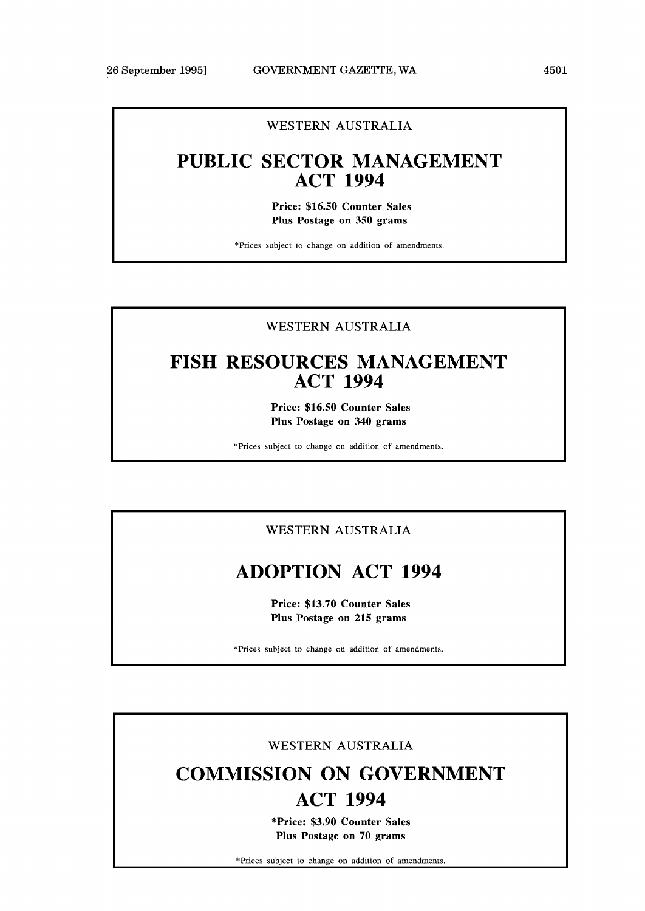WESTERN AUSTRALIA

## PUBLIC SECTOR MANAGEMENT ACT 1994

**Price: $16.50 Counter Sales**
**Plus Postage on 350 grams**

*Prices subject to change on addition of amendments.

---

WESTERN AUSTRALIA

## FISH RESOURCES MANAGEMENT ACT 1994

**Price: $16.50 Counter Sales**
**Plus Postage on 340 grams**

*Prices subject to change on addition of amendments.

---

WESTERN AUSTRALIA

## ADOPTION ACT 1994

**Price: $13.70 Counter Sales**
**Plus Postage on 215 grams**

*Prices subject to change on addition of amendments.

---

WESTERN AUSTRALIA

## COMMISSION ON GOVERNMENT ACT 1994

**\*Price: $3.90 Counter Sales**
**Plus Postage on 70 grams**

*Prices subject to change on addition of amendments.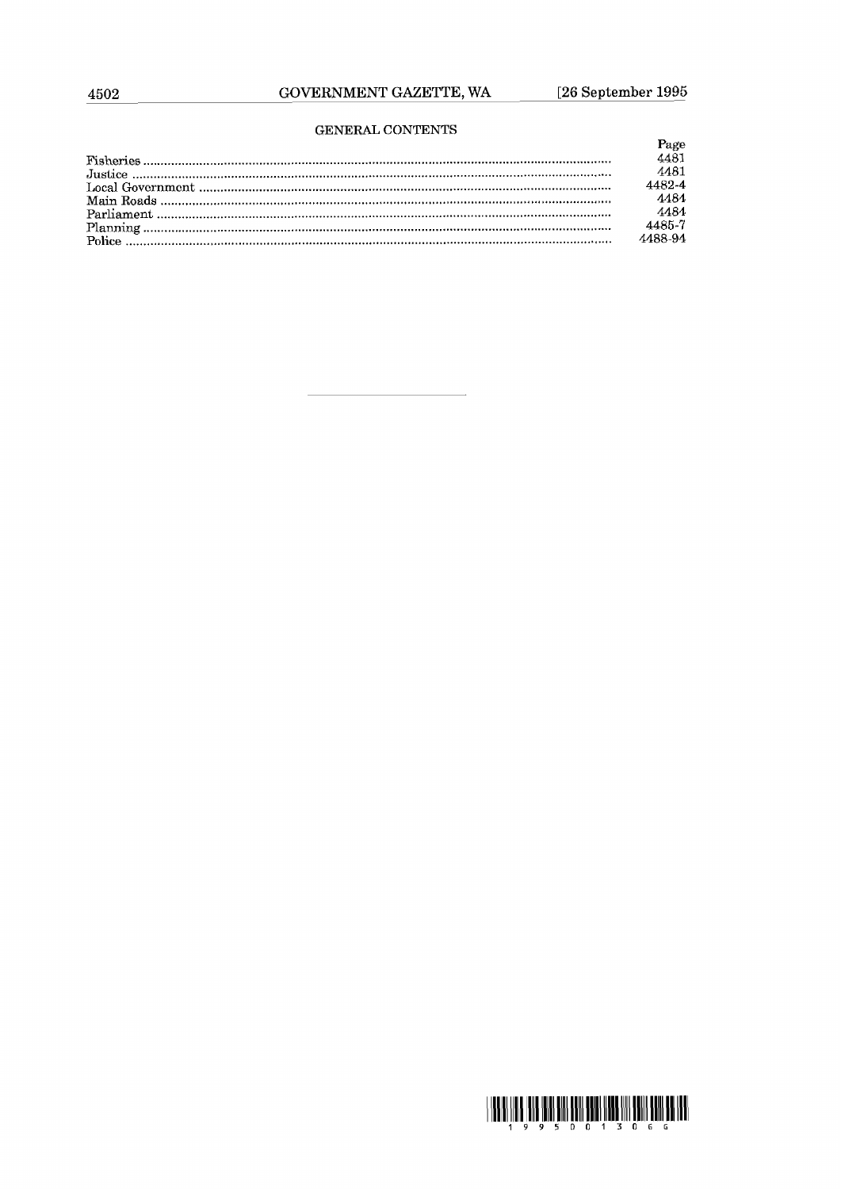## GENERAL CONTENTS

| | Page |
|---|---|
| Fisheries | 4481 |
| Justice | 4481 |
| Local Government | 4482-4 |
| Main Roads | 4484 |
| Parliament | 4484 |
| Planning | 4485-7 |
| Police | 4488-94 |

1 9 9 5 0 0 1 3 0 6 G